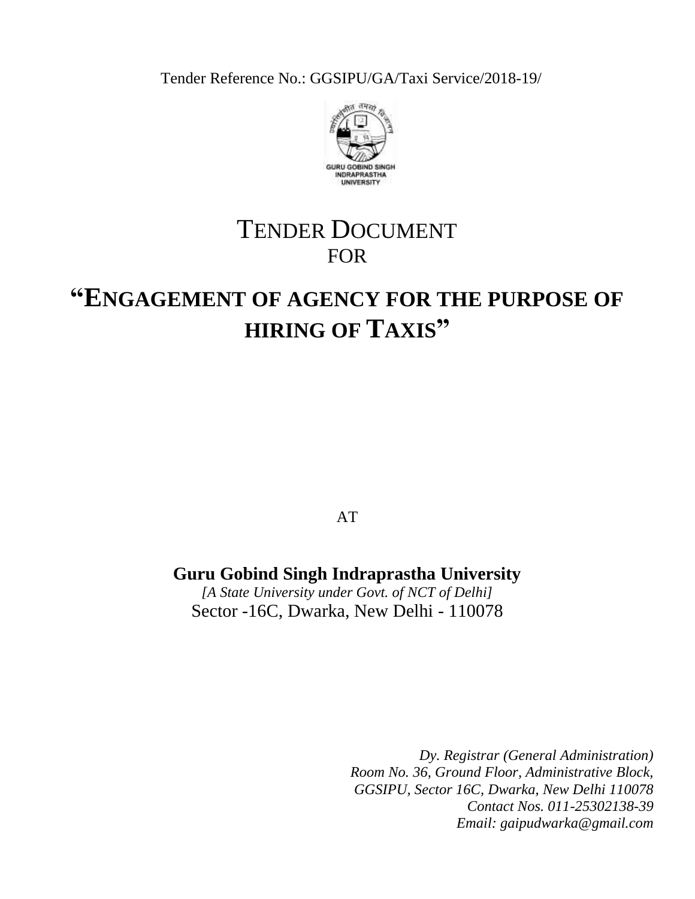Tender Reference No.: GGSIPU/GA/Taxi Service/2018-19/

# TENDER DOCUMENT
# FOR

# "ENGAGEMENT OF AGENCY FOR THE PURPOSE OF HIRING OF TAXIS"

AT

**Guru Gobind Singh Indraprastha University**

*[A State University under Govt. of NCT of Delhi]*

Sector -16C, Dwarka, New Delhi - 110078

*Dy. Registrar (General Administration)*
*Room No. 36, Ground Floor, Administrative Block,*
*GGSIPU, Sector 16C, Dwarka, New Delhi 110078*
*Contact Nos. 011-25302138-39*
*Email: gaipudwarka@gmail.com*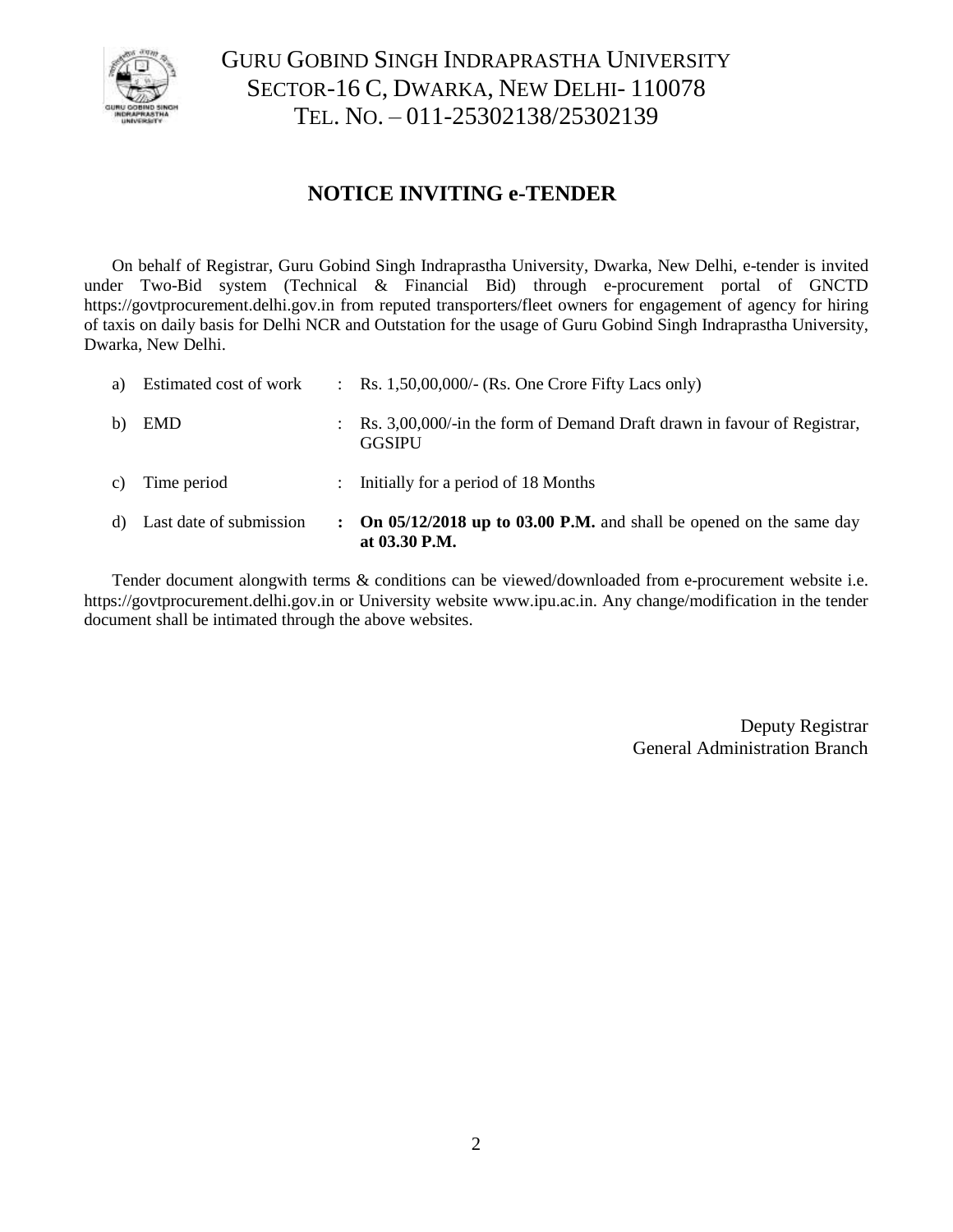# GURU GOBIND SINGH INDRAPRASTHA UNIVERSITY
SECTOR-16 C, DWARKA, NEW DELHI- 110078
TEL. NO. – 011-25302138/25302139

## NOTICE INVITING e-TENDER

On behalf of Registrar, Guru Gobind Singh Indraprastha University, Dwarka, New Delhi, e-tender is invited under Two-Bid system (Technical & Financial Bid) through e-procurement portal of GNCTD https://govtprocurement.delhi.gov.in from reputed transporters/fleet owners for engagement of agency for hiring of taxis on daily basis for Delhi NCR and Outstation for the usage of Guru Gobind Singh Indraprastha University, Dwarka, New Delhi.

| | | | |
|---|---|---|---|
| a) | Estimated cost of work | : | Rs. 1,50,00,000/- (Rs. One Crore Fifty Lacs only) |
| b) | EMD | : | Rs. 3,00,000/-in the form of Demand Draft drawn in favour of Registrar, GGSIPU |
| c) | Time period | : | Initially for a period of 18 Months |
| d) | Last date of submission | **:** | **On 05/12/2018 up to 03.00 P.M.** and shall be opened on the same day **at 03.30 P.M.** |

Tender document alongwith terms & conditions can be viewed/downloaded from e-procurement website i.e. https://govtprocurement.delhi.gov.in or University website www.ipu.ac.in. Any change/modification in the tender document shall be intimated through the above websites.

Deputy Registrar
General Administration Branch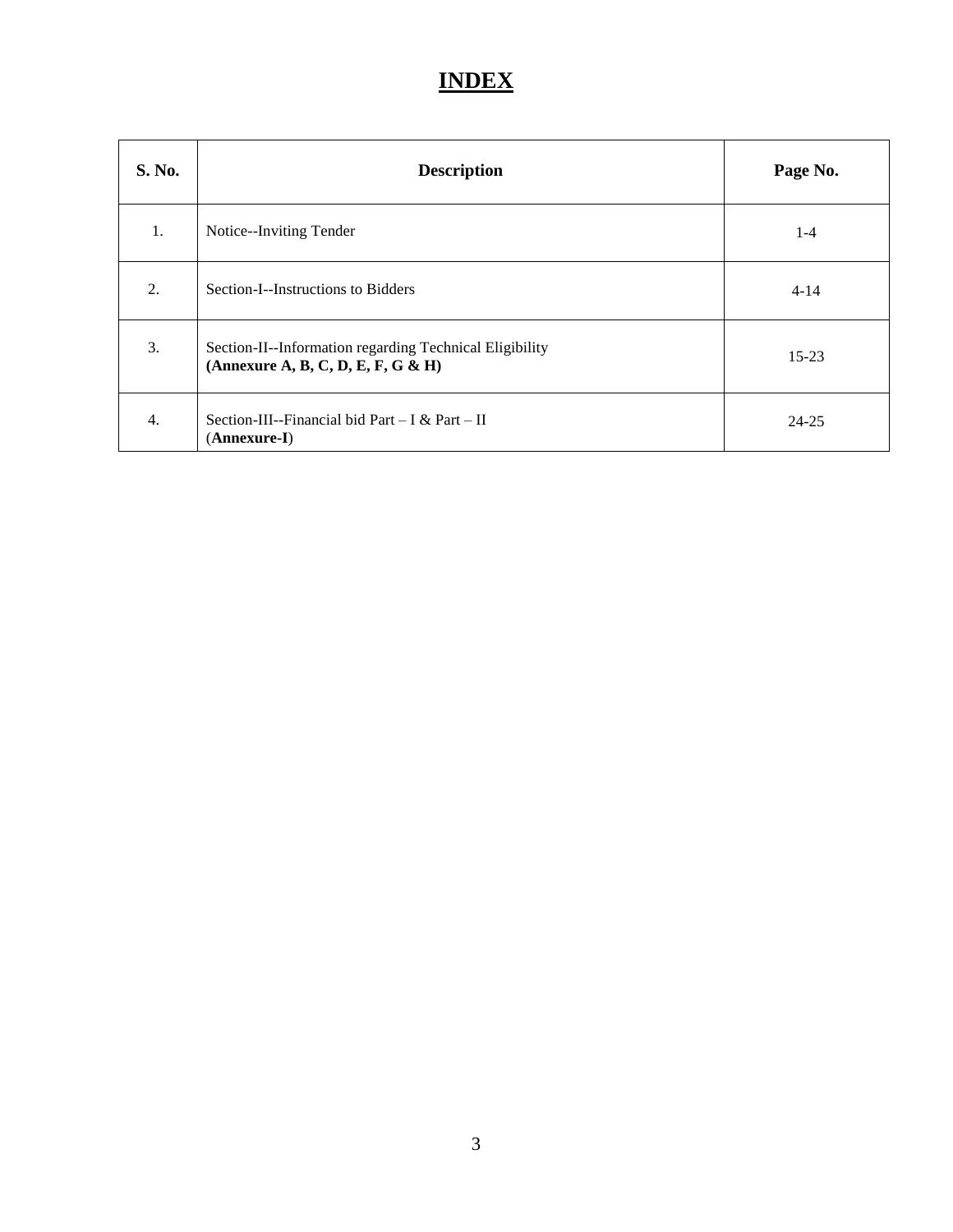# INDEX

| S. No. | Description | Page No. |
|---|---|---|
| 1. | Notice--Inviting Tender | 1-4 |
| 2. | Section-I--Instructions to Bidders | 4-14 |
| 3. | Section-II--Information regarding Technical Eligibility **(Annexure A, B, C, D, E, F, G & H)** | 15-23 |
| 4. | Section-III--Financial bid Part – I & Part – II (**Annexure-I**) | 24-25 |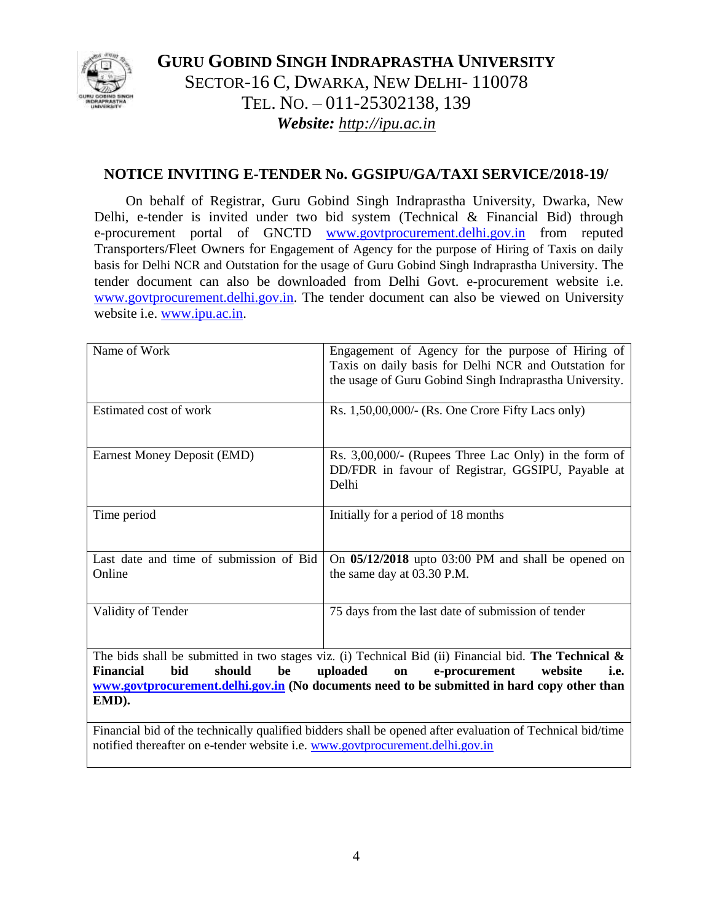# GURU GOBIND SINGH INDRAPRASTHA UNIVERSITY

SECTOR-16 C, DWARKA, NEW DELHI- 110078

TEL. NO. – 011-25302138, 139

***Website:*** *http://ipu.ac.in*

## NOTICE INVITING E-TENDER No. GGSIPU/GA/TAXI SERVICE/2018-19/

On behalf of Registrar, Guru Gobind Singh Indraprastha University, Dwarka, New Delhi, e-tender is invited under two bid system (Technical & Financial Bid) through e-procurement portal of GNCTD www.govtprocurement.delhi.gov.in from reputed Transporters/Fleet Owners for Engagement of Agency for the purpose of Hiring of Taxis on daily basis for Delhi NCR and Outstation for the usage of Guru Gobind Singh Indraprastha University. The tender document can also be downloaded from Delhi Govt. e-procurement website i.e. www.govtprocurement.delhi.gov.in. The tender document can also be viewed on University website i.e. www.ipu.ac.in.

| Name of Work | Engagement of Agency for the purpose of Hiring of Taxis on daily basis for Delhi NCR and Outstation for the usage of Guru Gobind Singh Indraprastha University. |
|---|---|
| Estimated cost of work | Rs. 1,50,00,000/- (Rs. One Crore Fifty Lacs only) |
| Earnest Money Deposit (EMD) | Rs. 3,00,000/- (Rupees Three Lac Only) in the form of DD/FDR in favour of Registrar, GGSIPU, Payable at Delhi |
| Time period | Initially for a period of 18 months |
| Last date and time of submission of Bid Online | On **05/12/2018** upto 03:00 PM and shall be opened on the same day at 03.30 P.M. |
| Validity of Tender | 75 days from the last date of submission of tender |
| The bids shall be submitted in two stages viz. (i) Technical Bid (ii) Financial bid. **The Technical & Financial bid should be uploaded on e-procurement website i.e. www.govtprocurement.delhi.gov.in (No documents need to be submitted in hard copy other than EMD).** | |
| Financial bid of the technically qualified bidders shall be opened after evaluation of Technical bid/time notified thereafter on e-tender website i.e. www.govtprocurement.delhi.gov.in | |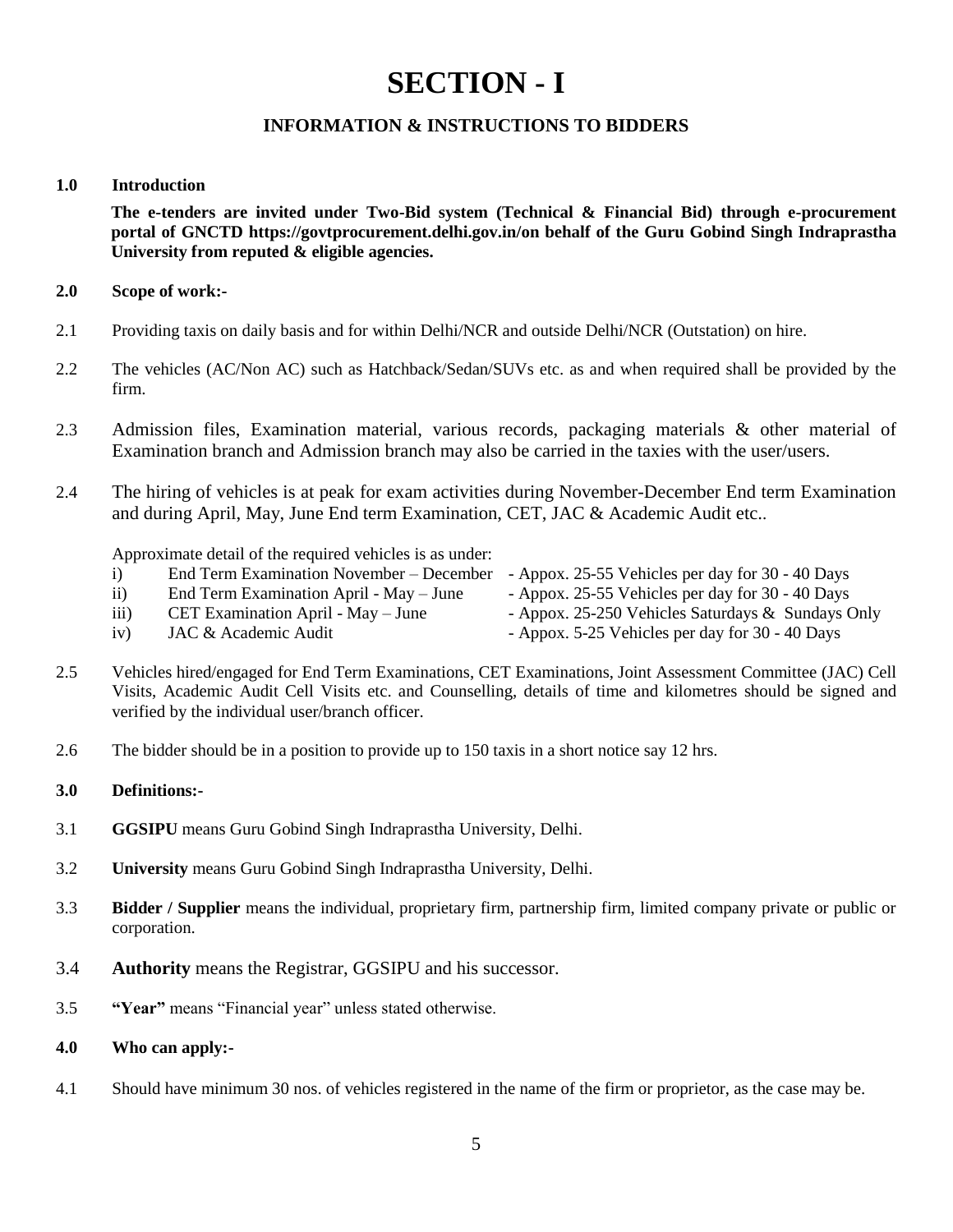# SECTION - I

## INFORMATION & INSTRUCTIONS TO BIDDERS

**1.0 Introduction**

**The e-tenders are invited under Two-Bid system (Technical & Financial Bid) through e-procurement portal of GNCTD https://govtprocurement.delhi.gov.in/on behalf of the Guru Gobind Singh Indraprastha University from reputed & eligible agencies.**

**2.0 Scope of work:-**

2.1 Providing taxis on daily basis and for within Delhi/NCR and outside Delhi/NCR (Outstation) on hire.

2.2 The vehicles (AC/Non AC) such as Hatchback/Sedan/SUVs etc. as and when required shall be provided by the firm.

2.3 Admission files, Examination material, various records, packaging materials & other material of Examination branch and Admission branch may also be carried in the taxies with the user/users.

2.4 The hiring of vehicles is at peak for exam activities during November-December End term Examination and during April, May, June End term Examination, CET, JAC & Academic Audit etc..

Approximate detail of the required vehicles is as under:

i) End Term Examination November – December - Appox. 25-55 Vehicles per day for 30 - 40 Days
ii) End Term Examination April - May – June - Appox. 25-55 Vehicles per day for 30 - 40 Days
iii) CET Examination April - May – June - Appox. 25-250 Vehicles Saturdays & Sundays Only
iv) JAC & Academic Audit - Appox. 5-25 Vehicles per day for 30 - 40 Days

2.5 Vehicles hired/engaged for End Term Examinations, CET Examinations, Joint Assessment Committee (JAC) Cell Visits, Academic Audit Cell Visits etc. and Counselling, details of time and kilometres should be signed and verified by the individual user/branch officer.

2.6 The bidder should be in a position to provide up to 150 taxis in a short notice say 12 hrs.

**3.0 Definitions:-**

3.1 **GGSIPU** means Guru Gobind Singh Indraprastha University, Delhi.

3.2 **University** means Guru Gobind Singh Indraprastha University, Delhi.

3.3 **Bidder / Supplier** means the individual, proprietary firm, partnership firm, limited company private or public or corporation.

3.4 **Authority** means the Registrar, GGSIPU and his successor.

3.5 **"Year"** means "Financial year" unless stated otherwise.

**4.0 Who can apply:-**

4.1 Should have minimum 30 nos. of vehicles registered in the name of the firm or proprietor, as the case may be.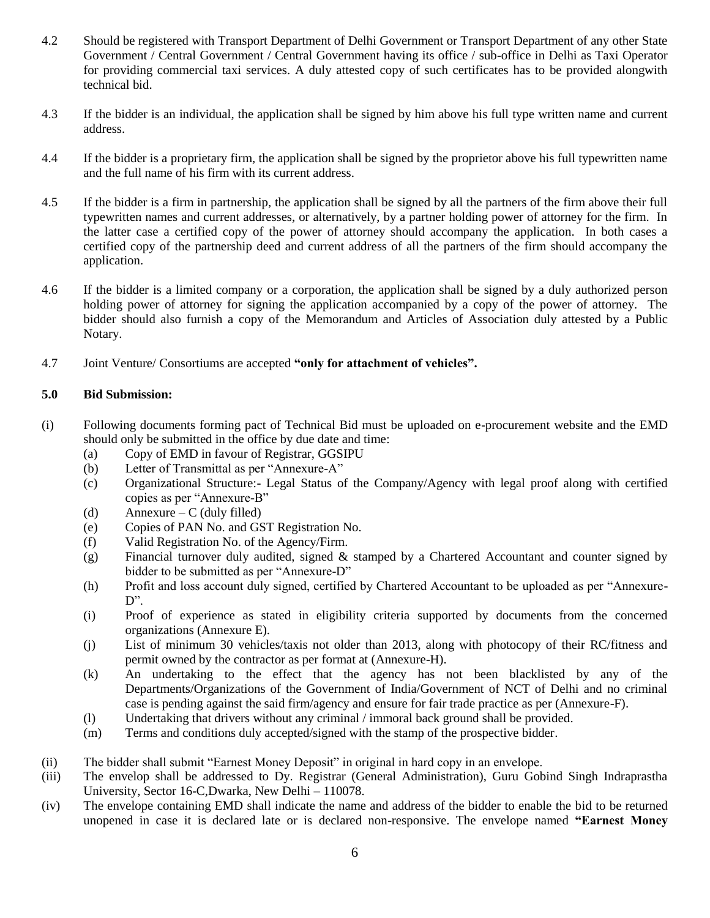4.2 Should be registered with Transport Department of Delhi Government or Transport Department of any other State Government / Central Government / Central Government having its office / sub-office in Delhi as Taxi Operator for providing commercial taxi services. A duly attested copy of such certificates has to be provided alongwith technical bid.

4.3 If the bidder is an individual, the application shall be signed by him above his full type written name and current address.

4.4 If the bidder is a proprietary firm, the application shall be signed by the proprietor above his full typewritten name and the full name of his firm with its current address.

4.5 If the bidder is a firm in partnership, the application shall be signed by all the partners of the firm above their full typewritten names and current addresses, or alternatively, by a partner holding power of attorney for the firm. In the latter case a certified copy of the power of attorney should accompany the application. In both cases a certified copy of the partnership deed and current address of all the partners of the firm should accompany the application.

4.6 If the bidder is a limited company or a corporation, the application shall be signed by a duly authorized person holding power of attorney for signing the application accompanied by a copy of the power of attorney. The bidder should also furnish a copy of the Memorandum and Articles of Association duly attested by a Public Notary.

4.7 Joint Venture/ Consortiums are accepted **"only for attachment of vehicles".**

**5.0 Bid Submission:**

(i) Following documents forming pact of Technical Bid must be uploaded on e-procurement website and the EMD should only be submitted in the office by due date and time:
   - (a) Copy of EMD in favour of Registrar, GGSIPU
   - (b) Letter of Transmittal as per "Annexure-A"
   - (c) Organizational Structure:- Legal Status of the Company/Agency with legal proof along with certified copies as per "Annexure-B"
   - (d) Annexure – C (duly filled)
   - (e) Copies of PAN No. and GST Registration No.
   - (f) Valid Registration No. of the Agency/Firm.
   - (g) Financial turnover duly audited, signed & stamped by a Chartered Accountant and counter signed by bidder to be submitted as per "Annexure-D"
   - (h) Profit and loss account duly signed, certified by Chartered Accountant to be uploaded as per "Annexure-D".
   - (i) Proof of experience as stated in eligibility criteria supported by documents from the concerned organizations (Annexure E).
   - (j) List of minimum 30 vehicles/taxis not older than 2013, along with photocopy of their RC/fitness and permit owned by the contractor as per format at (Annexure-H).
   - (k) An undertaking to the effect that the agency has not been blacklisted by any of the Departments/Organizations of the Government of India/Government of NCT of Delhi and no criminal case is pending against the said firm/agency and ensure for fair trade practice as per (Annexure-F).
   - (l) Undertaking that drivers without any criminal / immoral back ground shall be provided.
   - (m) Terms and conditions duly accepted/signed with the stamp of the prospective bidder.

(ii) The bidder shall submit "Earnest Money Deposit" in original in hard copy in an envelope.

(iii) The envelop shall be addressed to Dy. Registrar (General Administration), Guru Gobind Singh Indraprastha University, Sector 16-C,Dwarka, New Delhi – 110078.

(iv) The envelope containing EMD shall indicate the name and address of the bidder to enable the bid to be returned unopened in case it is declared late or is declared non-responsive. The envelope named **"Earnest Money**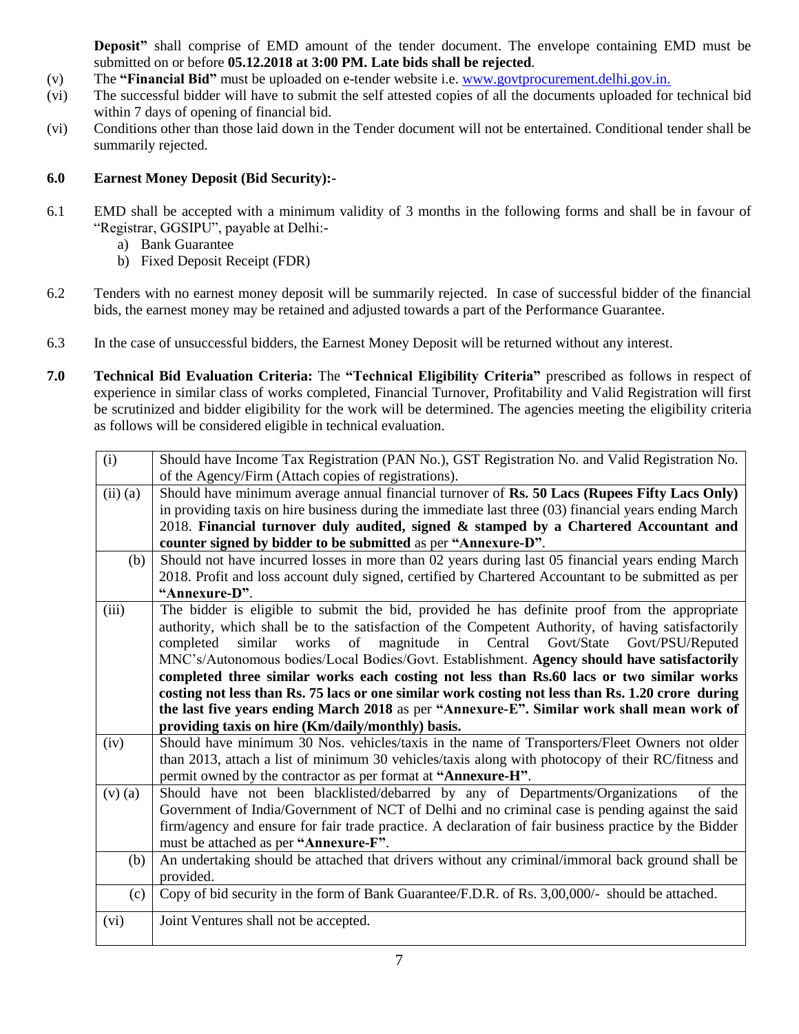**Deposit"** shall comprise of EMD amount of the tender document. The envelope containing EMD must be submitted on or before **05.12.2018 at 3:00 PM. Late bids shall be rejected**.

(v) The **"Financial Bid"** must be uploaded on e-tender website i.e. www.govtprocurement.delhi.gov.in.

(vi) The successful bidder will have to submit the self attested copies of all the documents uploaded for technical bid within 7 days of opening of financial bid.

(vi) Conditions other than those laid down in the Tender document will not be entertained. Conditional tender shall be summarily rejected.

**6.0 Earnest Money Deposit (Bid Security):-**

6.1 EMD shall be accepted with a minimum validity of 3 months in the following forms and shall be in favour of "Registrar, GGSIPU", payable at Delhi:-

a) Bank Guarantee
b) Fixed Deposit Receipt (FDR)

6.2 Tenders with no earnest money deposit will be summarily rejected. In case of successful bidder of the financial bids, the earnest money may be retained and adjusted towards a part of the Performance Guarantee.

6.3 In the case of unsuccessful bidders, the Earnest Money Deposit will be returned without any interest.

**7.0 Technical Bid Evaluation Criteria:** The **"Technical Eligibility Criteria"** prescribed as follows in respect of experience in similar class of works completed, Financial Turnover, Profitability and Valid Registration will first be scrutinized and bidder eligibility for the work will be determined. The agencies meeting the eligibility criteria as follows will be considered eligible in technical evaluation.

| | |
|---|---|
| (i) | Should have Income Tax Registration (PAN No.), GST Registration No. and Valid Registration No. of the Agency/Firm (Attach copies of registrations). |
| (ii) (a) | Should have minimum average annual financial turnover of **Rs. 50 Lacs (Rupees Fifty Lacs Only)** in providing taxis on hire business during the immediate last three (03) financial years ending March 2018. **Financial turnover duly audited, signed & stamped by a Chartered Accountant and counter signed by bidder to be submitted** as per **"Annexure-D"**. |
| (b) | Should not have incurred losses in more than 02 years during last 05 financial years ending March 2018. Profit and loss account duly signed, certified by Chartered Accountant to be submitted as per **"Annexure-D"**. |
| (iii) | The bidder is eligible to submit the bid, provided he has definite proof from the appropriate authority, which shall be to the satisfaction of the Competent Authority, of having satisfactorily completed similar works of magnitude in Central Govt/State Govt/PSU/Reputed MNC's/Autonomous bodies/Local Bodies/Govt. Establishment. **Agency should have satisfactorily completed three similar works each costing not less than Rs.60 lacs or two similar works costing not less than Rs. 75 lacs or one similar work costing not less than Rs. 1.20 crore during the last five years ending March 2018** as per **"Annexure-E". Similar work shall mean work of providing taxis on hire (Km/daily/monthly) basis.** |
| (iv) | Should have minimum 30 Nos. vehicles/taxis in the name of Transporters/Fleet Owners not older than 2013, attach a list of minimum 30 vehicles/taxis along with photocopy of their RC/fitness and permit owned by the contractor as per format at **"Annexure-H"**. |
| (v) (a) | Should have not been blacklisted/debarred by any of Departments/Organizations of the Government of India/Government of NCT of Delhi and no criminal case is pending against the said firm/agency and ensure for fair trade practice. A declaration of fair business practice by the Bidder must be attached as per **"Annexure-F"**. |
| (b) | An undertaking should be attached that drivers without any criminal/immoral back ground shall be provided. |
| (c) | Copy of bid security in the form of Bank Guarantee/F.D.R. of Rs. 3,00,000/- should be attached. |
| (vi) | Joint Ventures shall not be accepted. |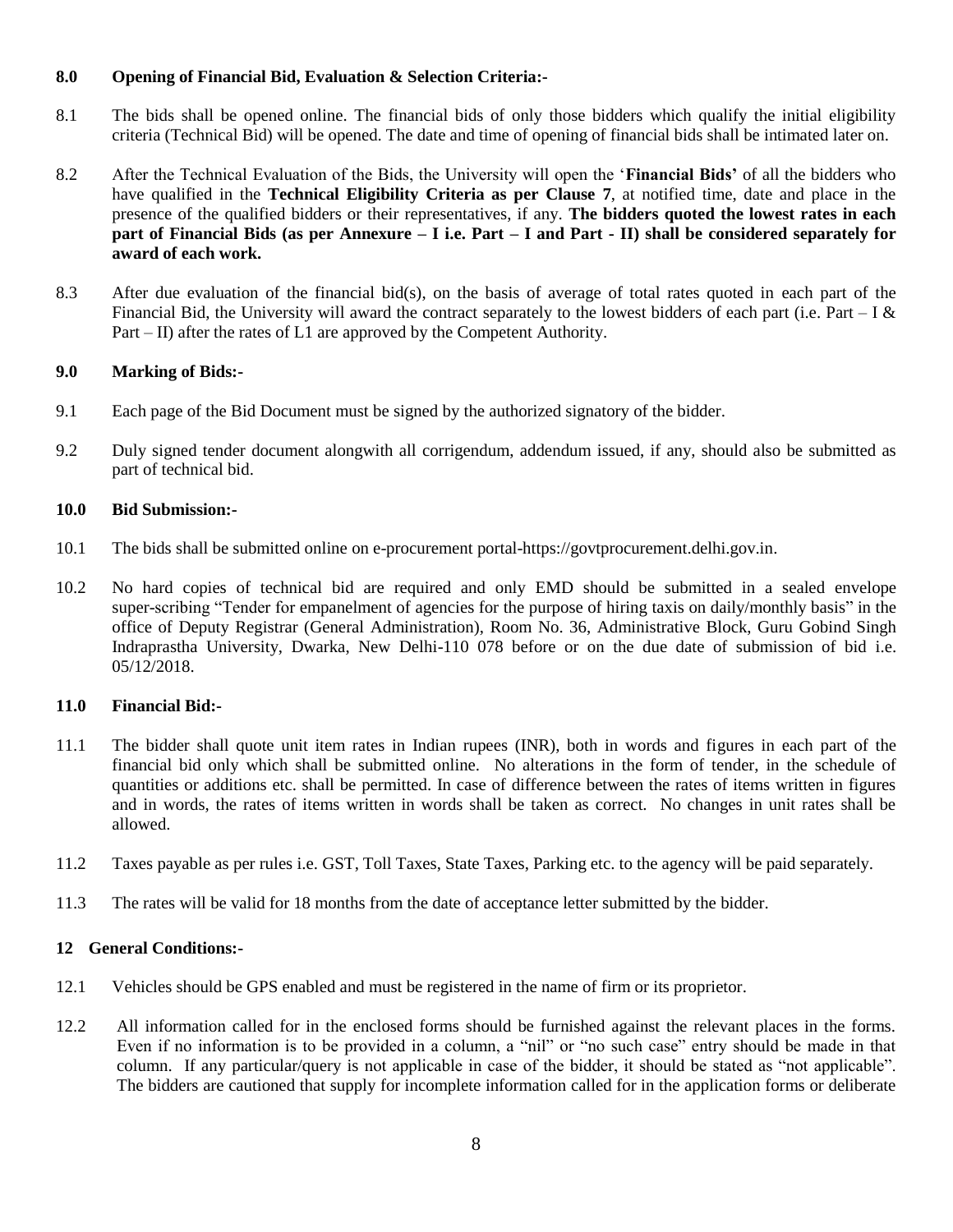**8.0 Opening of Financial Bid, Evaluation & Selection Criteria:-**

8.1 The bids shall be opened online. The financial bids of only those bidders which qualify the initial eligibility criteria (Technical Bid) will be opened. The date and time of opening of financial bids shall be intimated later on.

8.2 After the Technical Evaluation of the Bids, the University will open the '**Financial Bids'** of all the bidders who have qualified in the **Technical Eligibility Criteria as per Clause 7**, at notified time, date and place in the presence of the qualified bidders or their representatives, if any. **The bidders quoted the lowest rates in each part of Financial Bids (as per Annexure – I i.e. Part – I and Part - II) shall be considered separately for award of each work.**

8.3 After due evaluation of the financial bid(s), on the basis of average of total rates quoted in each part of the Financial Bid, the University will award the contract separately to the lowest bidders of each part (i.e. Part – I & Part – II) after the rates of L1 are approved by the Competent Authority.

**9.0 Marking of Bids:-**

9.1 Each page of the Bid Document must be signed by the authorized signatory of the bidder.

9.2 Duly signed tender document alongwith all corrigendum, addendum issued, if any, should also be submitted as part of technical bid.

**10.0 Bid Submission:-**

10.1 The bids shall be submitted online on e-procurement portal-https://govtprocurement.delhi.gov.in.

10.2 No hard copies of technical bid are required and only EMD should be submitted in a sealed envelope super-scribing "Tender for empanelment of agencies for the purpose of hiring taxis on daily/monthly basis" in the office of Deputy Registrar (General Administration), Room No. 36, Administrative Block, Guru Gobind Singh Indraprastha University, Dwarka, New Delhi-110 078 before or on the due date of submission of bid i.e. 05/12/2018.

**11.0 Financial Bid:-**

11.1 The bidder shall quote unit item rates in Indian rupees (INR), both in words and figures in each part of the financial bid only which shall be submitted online. No alterations in the form of tender, in the schedule of quantities or additions etc. shall be permitted. In case of difference between the rates of items written in figures and in words, the rates of items written in words shall be taken as correct. No changes in unit rates shall be allowed.

11.2 Taxes payable as per rules i.e. GST, Toll Taxes, State Taxes, Parking etc. to the agency will be paid separately.

11.3 The rates will be valid for 18 months from the date of acceptance letter submitted by the bidder.

**12 General Conditions:-**

12.1 Vehicles should be GPS enabled and must be registered in the name of firm or its proprietor.

12.2 All information called for in the enclosed forms should be furnished against the relevant places in the forms. Even if no information is to be provided in a column, a "nil" or "no such case" entry should be made in that column. If any particular/query is not applicable in case of the bidder, it should be stated as "not applicable". The bidders are cautioned that supply for incomplete information called for in the application forms or deliberate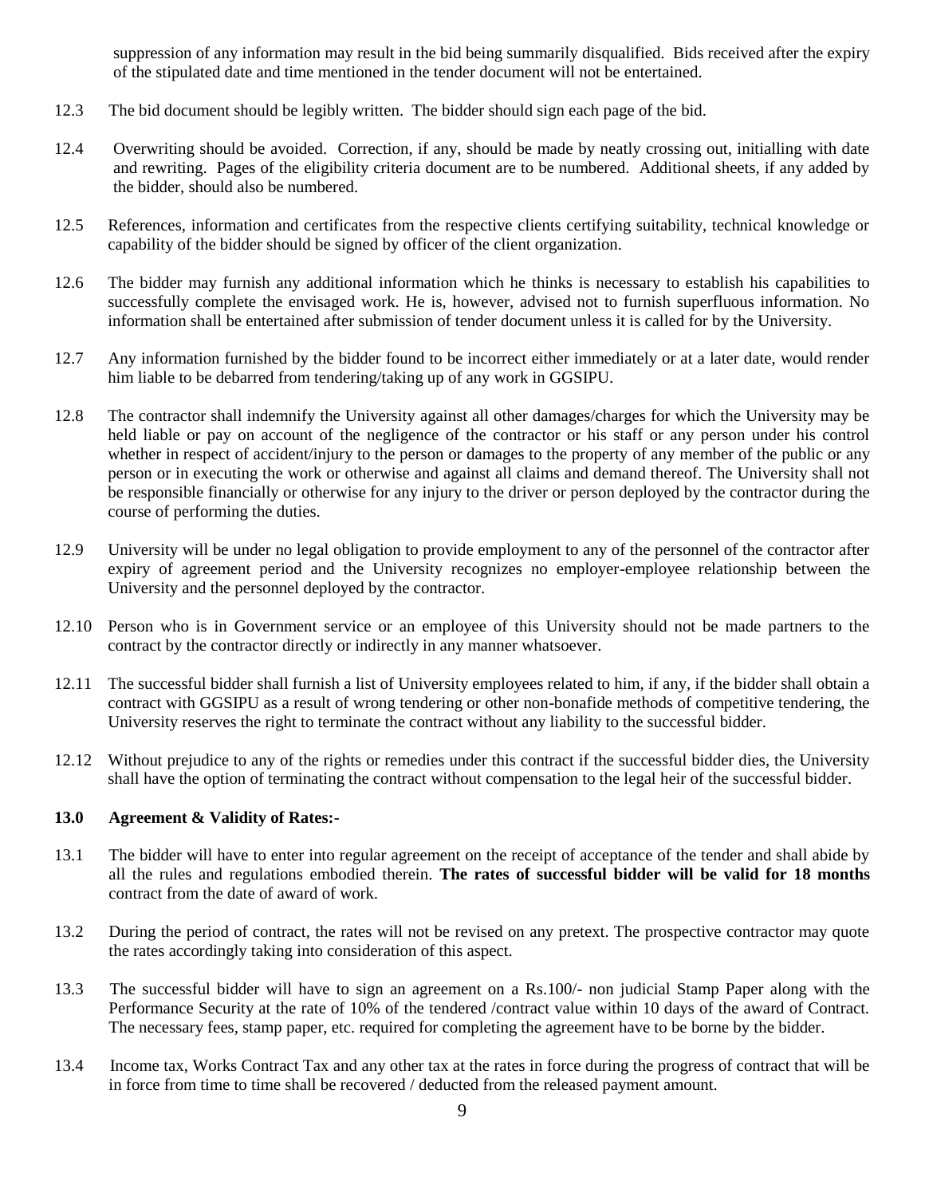suppression of any information may result in the bid being summarily disqualified. Bids received after the expiry of the stipulated date and time mentioned in the tender document will not be entertained.

12.3 The bid document should be legibly written. The bidder should sign each page of the bid.

12.4 Overwriting should be avoided. Correction, if any, should be made by neatly crossing out, initialling with date and rewriting. Pages of the eligibility criteria document are to be numbered. Additional sheets, if any added by the bidder, should also be numbered.

12.5 References, information and certificates from the respective clients certifying suitability, technical knowledge or capability of the bidder should be signed by officer of the client organization.

12.6 The bidder may furnish any additional information which he thinks is necessary to establish his capabilities to successfully complete the envisaged work. He is, however, advised not to furnish superfluous information. No information shall be entertained after submission of tender document unless it is called for by the University.

12.7 Any information furnished by the bidder found to be incorrect either immediately or at a later date, would render him liable to be debarred from tendering/taking up of any work in GGSIPU.

12.8 The contractor shall indemnify the University against all other damages/charges for which the University may be held liable or pay on account of the negligence of the contractor or his staff or any person under his control whether in respect of accident/injury to the person or damages to the property of any member of the public or any person or in executing the work or otherwise and against all claims and demand thereof. The University shall not be responsible financially or otherwise for any injury to the driver or person deployed by the contractor during the course of performing the duties.

12.9 University will be under no legal obligation to provide employment to any of the personnel of the contractor after expiry of agreement period and the University recognizes no employer-employee relationship between the University and the personnel deployed by the contractor.

12.10 Person who is in Government service or an employee of this University should not be made partners to the contract by the contractor directly or indirectly in any manner whatsoever.

12.11 The successful bidder shall furnish a list of University employees related to him, if any, if the bidder shall obtain a contract with GGSIPU as a result of wrong tendering or other non-bonafide methods of competitive tendering, the University reserves the right to terminate the contract without any liability to the successful bidder.

12.12 Without prejudice to any of the rights or remedies under this contract if the successful bidder dies, the University shall have the option of terminating the contract without compensation to the legal heir of the successful bidder.

**13.0 Agreement & Validity of Rates:-**

13.1 The bidder will have to enter into regular agreement on the receipt of acceptance of the tender and shall abide by all the rules and regulations embodied therein. **The rates of successful bidder will be valid for 18 months** contract from the date of award of work.

13.2 During the period of contract, the rates will not be revised on any pretext. The prospective contractor may quote the rates accordingly taking into consideration of this aspect.

13.3 The successful bidder will have to sign an agreement on a Rs.100/- non judicial Stamp Paper along with the Performance Security at the rate of 10% of the tendered /contract value within 10 days of the award of Contract. The necessary fees, stamp paper, etc. required for completing the agreement have to be borne by the bidder.

13.4 Income tax, Works Contract Tax and any other tax at the rates in force during the progress of contract that will be in force from time to time shall be recovered / deducted from the released payment amount.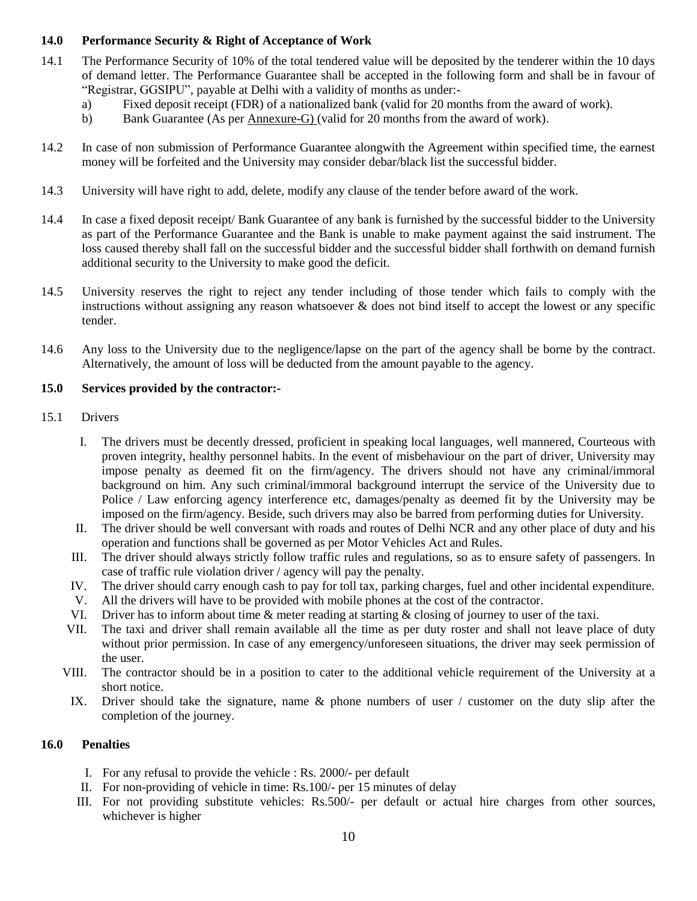**14.0 Performance Security & Right of Acceptance of Work**

14.1 The Performance Security of 10% of the total tendered value will be deposited by the tenderer within the 10 days of demand letter. The Performance Guarantee shall be accepted in the following form and shall be in favour of "Registrar, GGSIPU", payable at Delhi with a validity of months as under:-

a) Fixed deposit receipt (FDR) of a nationalized bank (valid for 20 months from the award of work).
b) Bank Guarantee (As per Annexure-G) (valid for 20 months from the award of work).

14.2 In case of non submission of Performance Guarantee alongwith the Agreement within specified time, the earnest money will be forfeited and the University may consider debar/black list the successful bidder.

14.3 University will have right to add, delete, modify any clause of the tender before award of the work.

14.4 In case a fixed deposit receipt/ Bank Guarantee of any bank is furnished by the successful bidder to the University as part of the Performance Guarantee and the Bank is unable to make payment against the said instrument. The loss caused thereby shall fall on the successful bidder and the successful bidder shall forthwith on demand furnish additional security to the University to make good the deficit.

14.5 University reserves the right to reject any tender including of those tender which fails to comply with the instructions without assigning any reason whatsoever & does not bind itself to accept the lowest or any specific tender.

14.6 Any loss to the University due to the negligence/lapse on the part of the agency shall be borne by the contract. Alternatively, the amount of loss will be deducted from the amount payable to the agency.

**15.0 Services provided by the contractor:-**

15.1 Drivers

I. The drivers must be decently dressed, proficient in speaking local languages, well mannered, Courteous with proven integrity, healthy personnel habits. In the event of misbehaviour on the part of driver, University may impose penalty as deemed fit on the firm/agency. The drivers should not have any criminal/immoral background on him. Any such criminal/immoral background interrupt the service of the University due to Police / Law enforcing agency interference etc, damages/penalty as deemed fit by the University may be imposed on the firm/agency. Beside, such drivers may also be barred from performing duties for University.

II. The driver should be well conversant with roads and routes of Delhi NCR and any other place of duty and his operation and functions shall be governed as per Motor Vehicles Act and Rules.

III. The driver should always strictly follow traffic rules and regulations, so as to ensure safety of passengers. In case of traffic rule violation driver / agency will pay the penalty.

IV. The driver should carry enough cash to pay for toll tax, parking charges, fuel and other incidental expenditure.

V. All the drivers will have to be provided with mobile phones at the cost of the contractor.

VI. Driver has to inform about time & meter reading at starting & closing of journey to user of the taxi.

VII. The taxi and driver shall remain available all the time as per duty roster and shall not leave place of duty without prior permission. In case of any emergency/unforeseen situations, the driver may seek permission of the user.

VIII. The contractor should be in a position to cater to the additional vehicle requirement of the University at a short notice.

IX. Driver should take the signature, name & phone numbers of user / customer on the duty slip after the completion of the journey.

**16.0 Penalties**

I. For any refusal to provide the vehicle : Rs. 2000/- per default

II. For non-providing of vehicle in time: Rs.100/- per 15 minutes of delay

III. For not providing substitute vehicles: Rs.500/- per default or actual hire charges from other sources, whichever is higher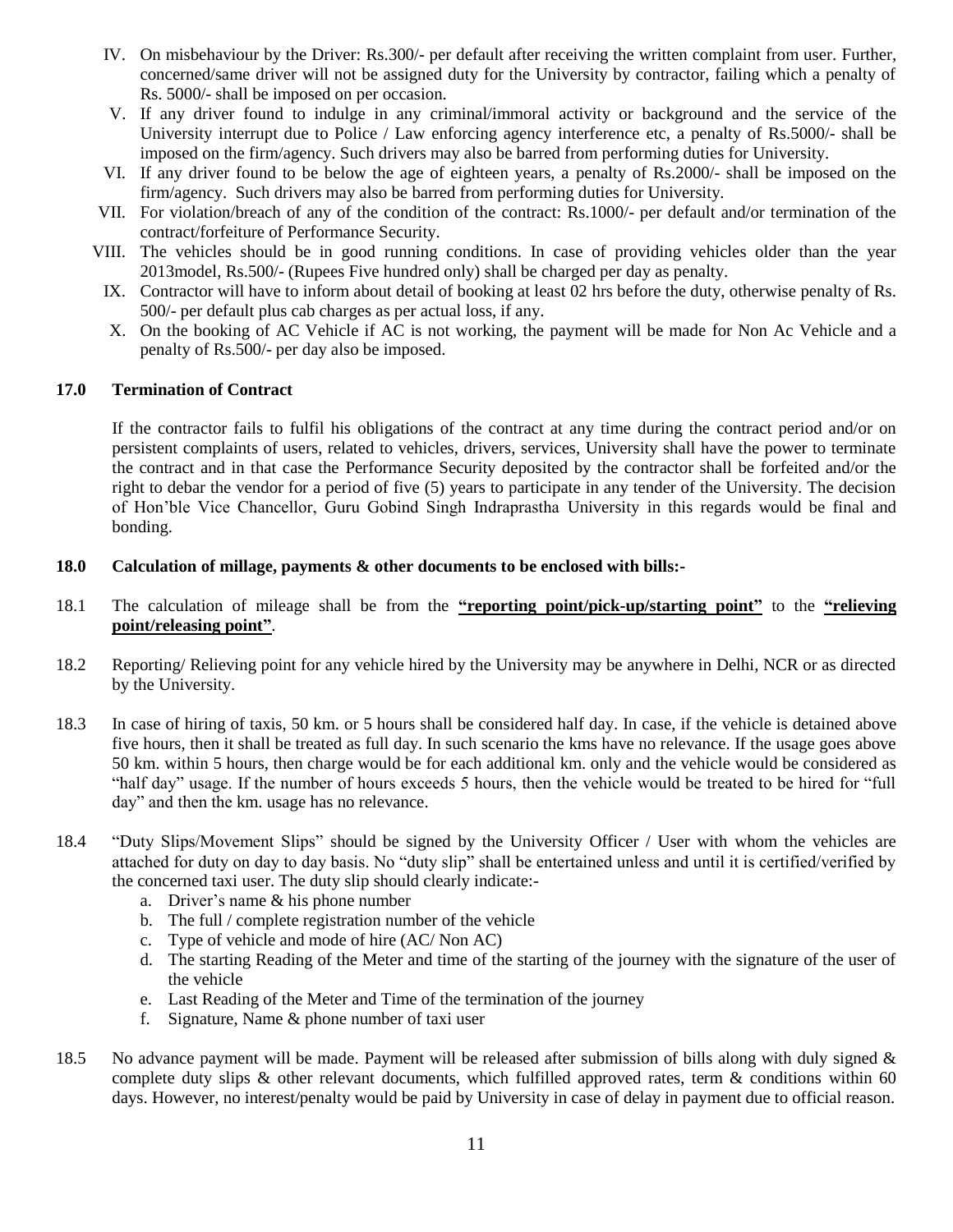IV. On misbehaviour by the Driver: Rs.300/- per default after receiving the written complaint from user. Further, concerned/same driver will not be assigned duty for the University by contractor, failing which a penalty of Rs. 5000/- shall be imposed on per occasion.

V. If any driver found to indulge in any criminal/immoral activity or background and the service of the University interrupt due to Police / Law enforcing agency interference etc, a penalty of Rs.5000/- shall be imposed on the firm/agency. Such drivers may also be barred from performing duties for University.

VI. If any driver found to be below the age of eighteen years, a penalty of Rs.2000/- shall be imposed on the firm/agency. Such drivers may also be barred from performing duties for University.

VII. For violation/breach of any of the condition of the contract: Rs.1000/- per default and/or termination of the contract/forfeiture of Performance Security.

VIII. The vehicles should be in good running conditions. In case of providing vehicles older than the year 2013model, Rs.500/- (Rupees Five hundred only) shall be charged per day as penalty.

IX. Contractor will have to inform about detail of booking at least 02 hrs before the duty, otherwise penalty of Rs. 500/- per default plus cab charges as per actual loss, if any.

X. On the booking of AC Vehicle if AC is not working, the payment will be made for Non Ac Vehicle and a penalty of Rs.500/- per day also be imposed.

## 17.0 Termination of Contract

If the contractor fails to fulfil his obligations of the contract at any time during the contract period and/or on persistent complaints of users, related to vehicles, drivers, services, University shall have the power to terminate the contract and in that case the Performance Security deposited by the contractor shall be forfeited and/or the right to debar the vendor for a period of five (5) years to participate in any tender of the University. The decision of Hon'ble Vice Chancellor, Guru Gobind Singh Indraprastha University in this regards would be final and bonding.

## 18.0 Calculation of millage, payments & other documents to be enclosed with bills:-

18.1 The calculation of mileage shall be from the **"reporting point/pick-up/starting point"** to the **"relieving point/releasing point"**.

18.2 Reporting/ Relieving point for any vehicle hired by the University may be anywhere in Delhi, NCR or as directed by the University.

18.3 In case of hiring of taxis, 50 km. or 5 hours shall be considered half day. In case, if the vehicle is detained above five hours, then it shall be treated as full day. In such scenario the kms have no relevance. If the usage goes above 50 km. within 5 hours, then charge would be for each additional km. only and the vehicle would be considered as "half day" usage. If the number of hours exceeds 5 hours, then the vehicle would be treated to be hired for "full day" and then the km. usage has no relevance.

18.4 "Duty Slips/Movement Slips" should be signed by the University Officer / User with whom the vehicles are attached for duty on day to day basis. No "duty slip" shall be entertained unless and until it is certified/verified by the concerned taxi user. The duty slip should clearly indicate:-

a. Driver's name & his phone number
b. The full / complete registration number of the vehicle
c. Type of vehicle and mode of hire (AC/ Non AC)
d. The starting Reading of the Meter and time of the starting of the journey with the signature of the user of the vehicle
e. Last Reading of the Meter and Time of the termination of the journey
f. Signature, Name & phone number of taxi user

18.5 No advance payment will be made. Payment will be released after submission of bills along with duly signed & complete duty slips & other relevant documents, which fulfilled approved rates, term & conditions within 60 days. However, no interest/penalty would be paid by University in case of delay in payment due to official reason.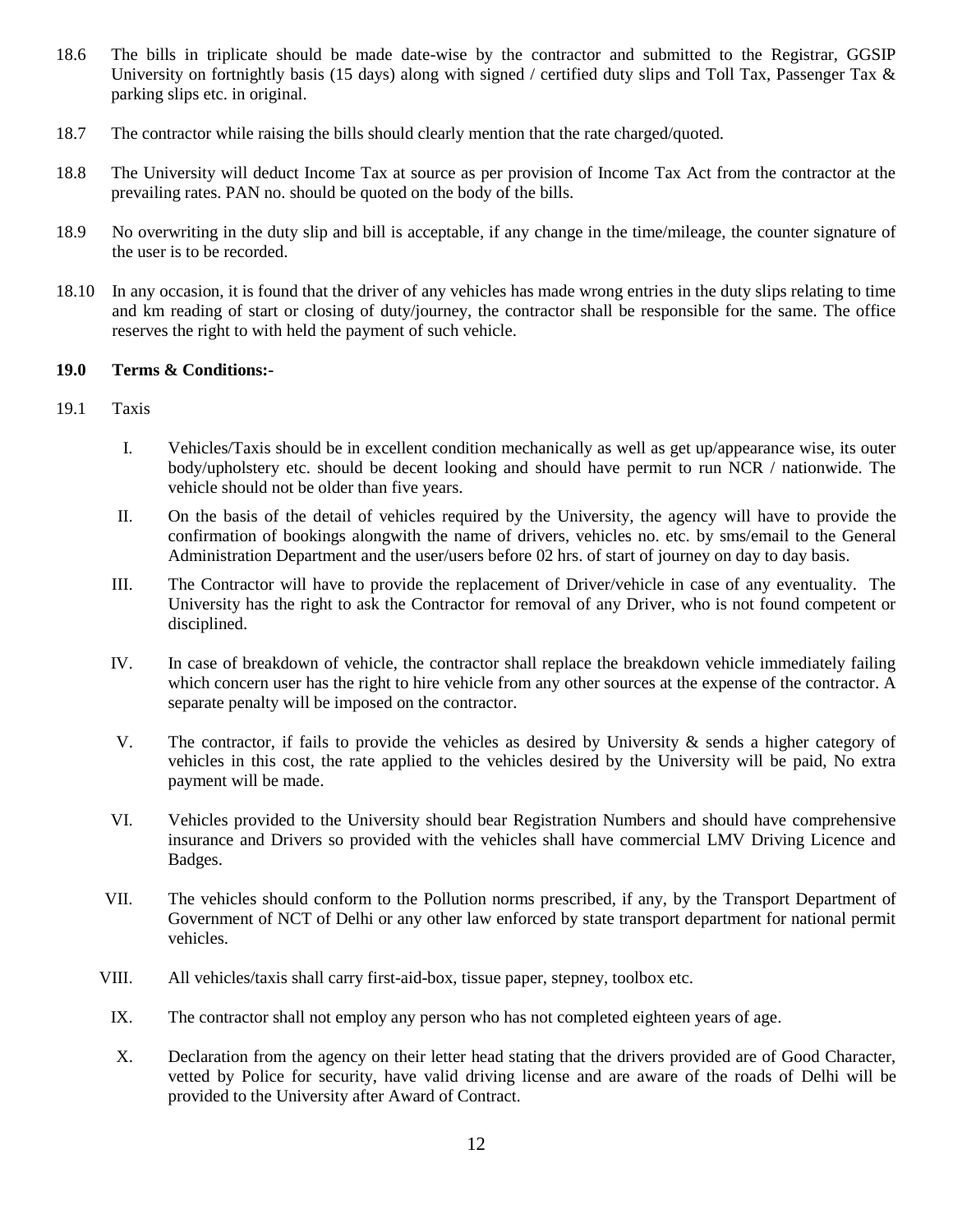18.6 The bills in triplicate should be made date-wise by the contractor and submitted to the Registrar, GGSIP University on fortnightly basis (15 days) along with signed / certified duty slips and Toll Tax, Passenger Tax & parking slips etc. in original.

18.7 The contractor while raising the bills should clearly mention that the rate charged/quoted.

18.8 The University will deduct Income Tax at source as per provision of Income Tax Act from the contractor at the prevailing rates. PAN no. should be quoted on the body of the bills.

18.9 No overwriting in the duty slip and bill is acceptable, if any change in the time/mileage, the counter signature of the user is to be recorded.

18.10 In any occasion, it is found that the driver of any vehicles has made wrong entries in the duty slips relating to time and km reading of start or closing of duty/journey, the contractor shall be responsible for the same. The office reserves the right to with held the payment of such vehicle.

**19.0 Terms & Conditions:-**

19.1 Taxis

I. Vehicles/Taxis should be in excellent condition mechanically as well as get up/appearance wise, its outer body/upholstery etc. should be decent looking and should have permit to run NCR / nationwide. The vehicle should not be older than five years.

II. On the basis of the detail of vehicles required by the University, the agency will have to provide the confirmation of bookings alongwith the name of drivers, vehicles no. etc. by sms/email to the General Administration Department and the user/users before 02 hrs. of start of journey on day to day basis.

III. The Contractor will have to provide the replacement of Driver/vehicle in case of any eventuality. The University has the right to ask the Contractor for removal of any Driver, who is not found competent or disciplined.

IV. In case of breakdown of vehicle, the contractor shall replace the breakdown vehicle immediately failing which concern user has the right to hire vehicle from any other sources at the expense of the contractor. A separate penalty will be imposed on the contractor.

V. The contractor, if fails to provide the vehicles as desired by University & sends a higher category of vehicles in this cost, the rate applied to the vehicles desired by the University will be paid, No extra payment will be made.

VI. Vehicles provided to the University should bear Registration Numbers and should have comprehensive insurance and Drivers so provided with the vehicles shall have commercial LMV Driving Licence and Badges.

VII. The vehicles should conform to the Pollution norms prescribed, if any, by the Transport Department of Government of NCT of Delhi or any other law enforced by state transport department for national permit vehicles.

VIII. All vehicles/taxis shall carry first-aid-box, tissue paper, stepney, toolbox etc.

IX. The contractor shall not employ any person who has not completed eighteen years of age.

X. Declaration from the agency on their letter head stating that the drivers provided are of Good Character, vetted by Police for security, have valid driving license and are aware of the roads of Delhi will be provided to the University after Award of Contract.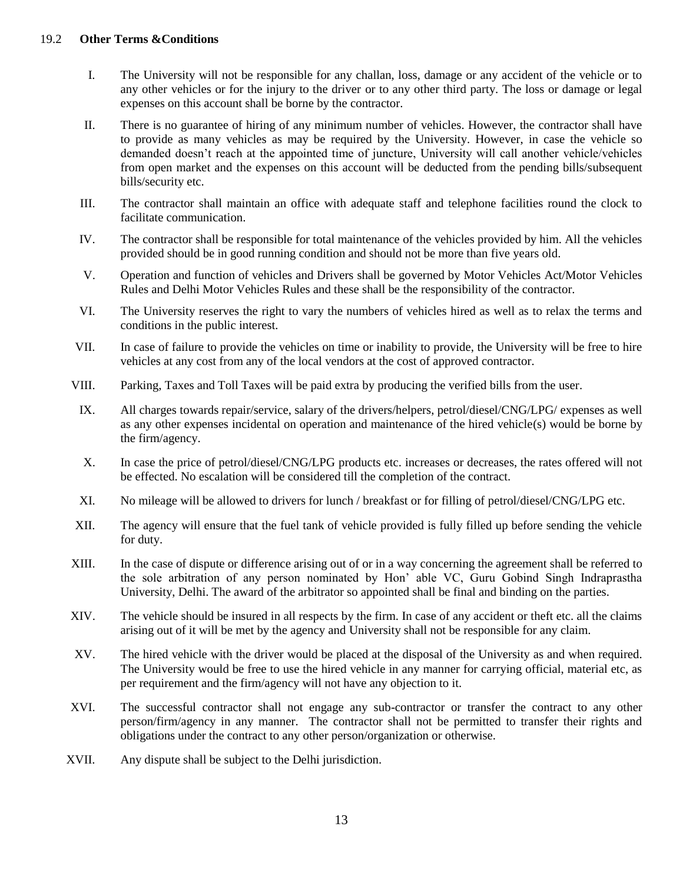### 19.2 **Other Terms &Conditions**

I. The University will not be responsible for any challan, loss, damage or any accident of the vehicle or to any other vehicles or for the injury to the driver or to any other third party. The loss or damage or legal expenses on this account shall be borne by the contractor.

II. There is no guarantee of hiring of any minimum number of vehicles. However, the contractor shall have to provide as many vehicles as may be required by the University. However, in case the vehicle so demanded doesn't reach at the appointed time of juncture, University will call another vehicle/vehicles from open market and the expenses on this account will be deducted from the pending bills/subsequent bills/security etc.

III. The contractor shall maintain an office with adequate staff and telephone facilities round the clock to facilitate communication.

IV. The contractor shall be responsible for total maintenance of the vehicles provided by him. All the vehicles provided should be in good running condition and should not be more than five years old.

V. Operation and function of vehicles and Drivers shall be governed by Motor Vehicles Act/Motor Vehicles Rules and Delhi Motor Vehicles Rules and these shall be the responsibility of the contractor.

VI. The University reserves the right to vary the numbers of vehicles hired as well as to relax the terms and conditions in the public interest.

VII. In case of failure to provide the vehicles on time or inability to provide, the University will be free to hire vehicles at any cost from any of the local vendors at the cost of approved contractor.

VIII. Parking, Taxes and Toll Taxes will be paid extra by producing the verified bills from the user.

IX. All charges towards repair/service, salary of the drivers/helpers, petrol/diesel/CNG/LPG/ expenses as well as any other expenses incidental on operation and maintenance of the hired vehicle(s) would be borne by the firm/agency.

X. In case the price of petrol/diesel/CNG/LPG products etc. increases or decreases, the rates offered will not be effected. No escalation will be considered till the completion of the contract.

XI. No mileage will be allowed to drivers for lunch / breakfast or for filling of petrol/diesel/CNG/LPG etc.

XII. The agency will ensure that the fuel tank of vehicle provided is fully filled up before sending the vehicle for duty.

XIII. In the case of dispute or difference arising out of or in a way concerning the agreement shall be referred to the sole arbitration of any person nominated by Hon' able VC, Guru Gobind Singh Indraprastha University, Delhi. The award of the arbitrator so appointed shall be final and binding on the parties.

XIV. The vehicle should be insured in all respects by the firm. In case of any accident or theft etc. all the claims arising out of it will be met by the agency and University shall not be responsible for any claim.

XV. The hired vehicle with the driver would be placed at the disposal of the University as and when required. The University would be free to use the hired vehicle in any manner for carrying official, material etc, as per requirement and the firm/agency will not have any objection to it.

XVI. The successful contractor shall not engage any sub-contractor or transfer the contract to any other person/firm/agency in any manner. The contractor shall not be permitted to transfer their rights and obligations under the contract to any other person/organization or otherwise.

XVII. Any dispute shall be subject to the Delhi jurisdiction.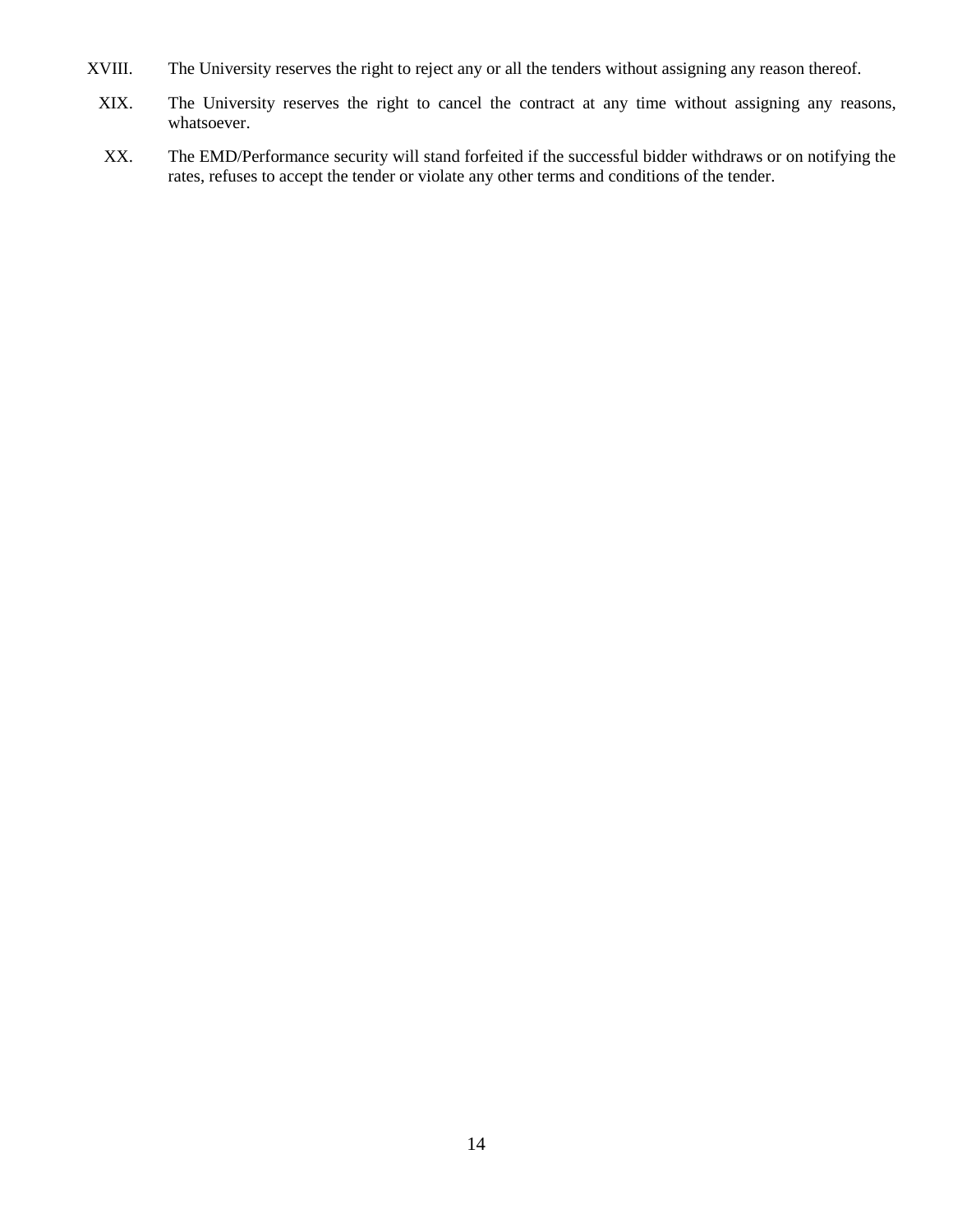XVIII. The University reserves the right to reject any or all the tenders without assigning any reason thereof.

XIX. The University reserves the right to cancel the contract at any time without assigning any reasons, whatsoever.

XX. The EMD/Performance security will stand forfeited if the successful bidder withdraws or on notifying the rates, refuses to accept the tender or violate any other terms and conditions of the tender.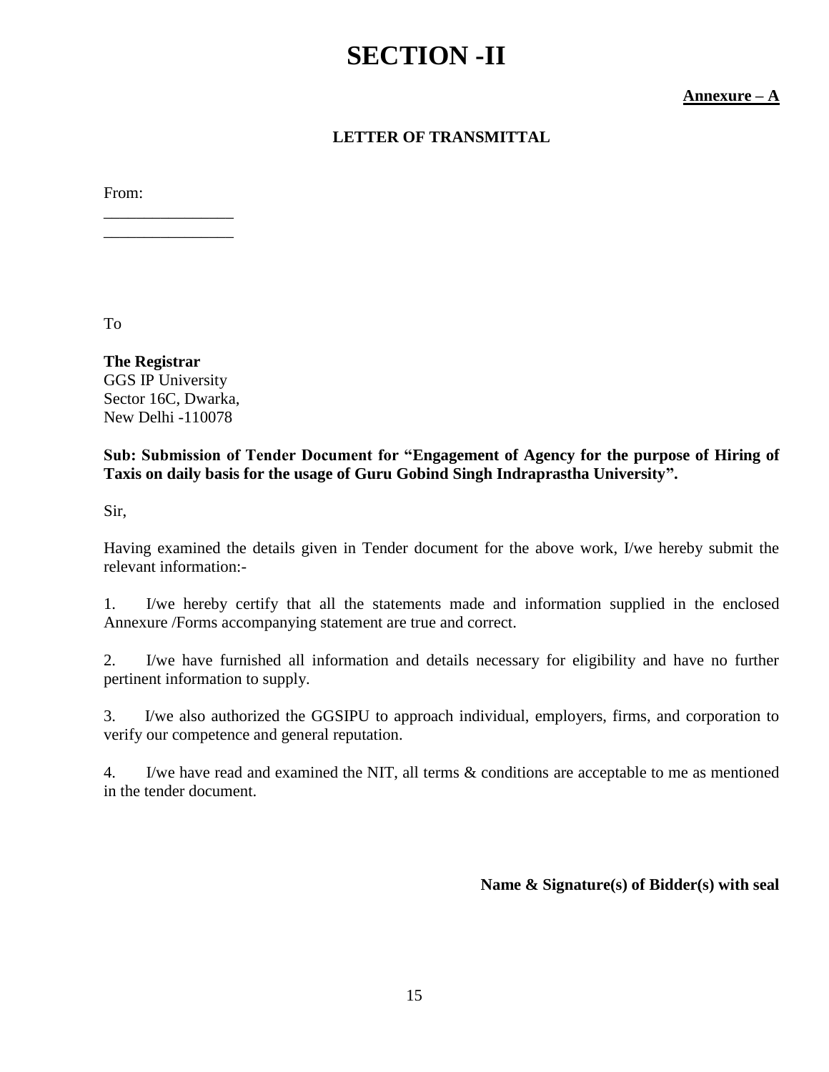# SECTION -II

**Annexure – A**

**LETTER OF TRANSMITTAL**

From:

________________

________________

To

**The Registrar**
GGS IP University
Sector 16C, Dwarka,
New Delhi -110078

**Sub: Submission of Tender Document for "Engagement of Agency for the purpose of Hiring of Taxis on daily basis for the usage of Guru Gobind Singh Indraprastha University".**

Sir,

Having examined the details given in Tender document for the above work, I/we hereby submit the relevant information:-

1. I/we hereby certify that all the statements made and information supplied in the enclosed Annexure /Forms accompanying statement are true and correct.

2. I/we have furnished all information and details necessary for eligibility and have no further pertinent information to supply.

3. I/we also authorized the GGSIPU to approach individual, employers, firms, and corporation to verify our competence and general reputation.

4. I/we have read and examined the NIT, all terms & conditions are acceptable to me as mentioned in the tender document.

**Name & Signature(s) of Bidder(s) with seal**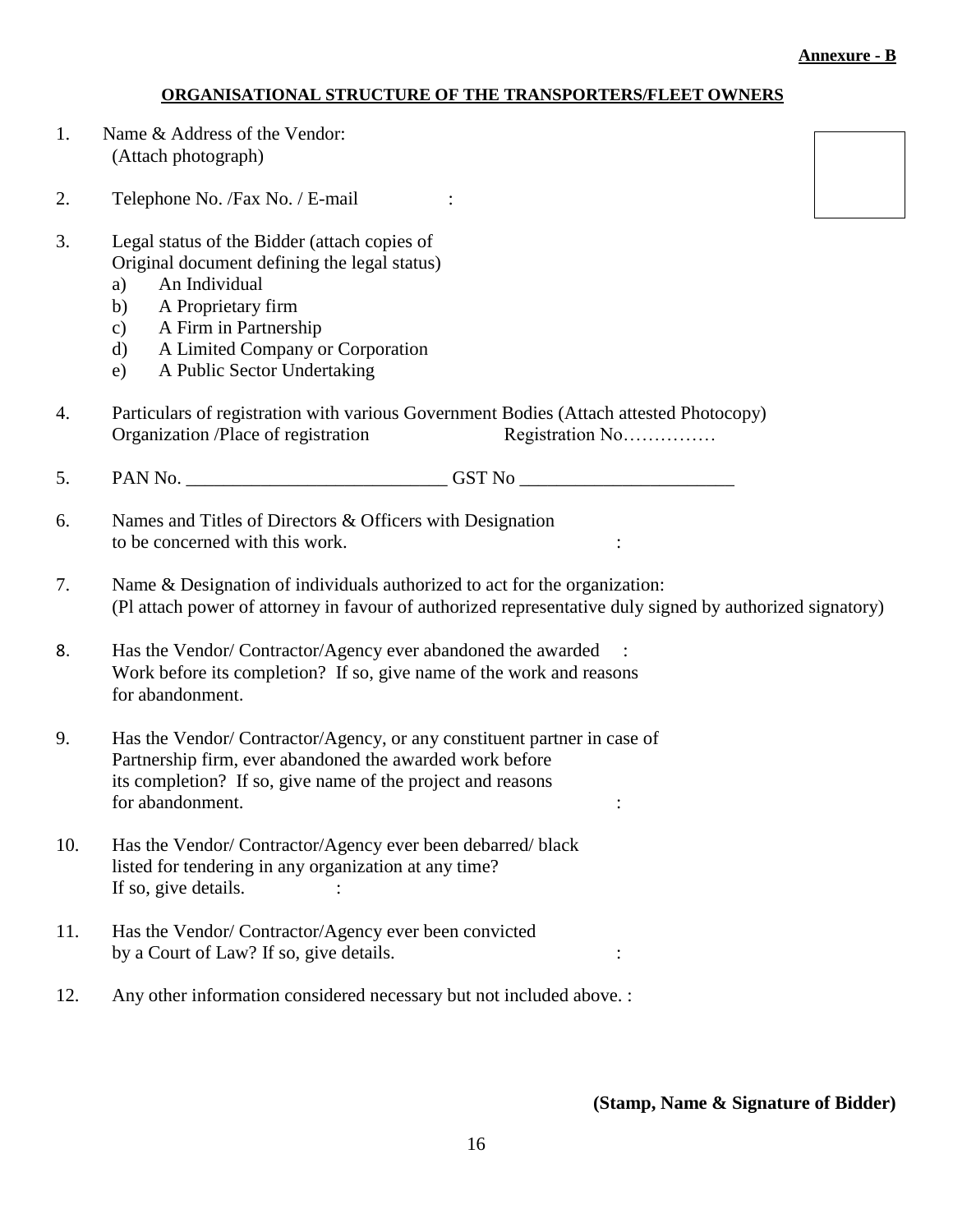**Annexure - B**

## ORGANISATIONAL STRUCTURE OF THE TRANSPORTERS/FLEET OWNERS

1. Name & Address of the Vendor:
   (Attach photograph)

2. Telephone No. /Fax No. / E-mail :

3. Legal status of the Bidder (attach copies of Original document defining the legal status)
   a) An Individual
   b) A Proprietary firm
   c) A Firm in Partnership
   d) A Limited Company or Corporation
   e) A Public Sector Undertaking

4. Particulars of registration with various Government Bodies (Attach attested Photocopy)
   Organization /Place of registration Registration No……………

5. PAN No. ____________________________ GST No _______________________

6. Names and Titles of Directors & Officers with Designation to be concerned with this work. :

7. Name & Designation of individuals authorized to act for the organization:
   (Pl attach power of attorney in favour of authorized representative duly signed by authorized signatory)

8. Has the Vendor/ Contractor/Agency ever abandoned the awarded Work before its completion? If so, give name of the work and reasons for abandonment. :

9. Has the Vendor/ Contractor/Agency, or any constituent partner in case of Partnership firm, ever abandoned the awarded work before its completion? If so, give name of the project and reasons for abandonment. :

10. Has the Vendor/ Contractor/Agency ever been debarred/ black listed for tendering in any organization at any time? If so, give details. :

11. Has the Vendor/ Contractor/Agency ever been convicted by a Court of Law? If so, give details. :

12. Any other information considered necessary but not included above. :

**(Stamp, Name & Signature of Bidder)**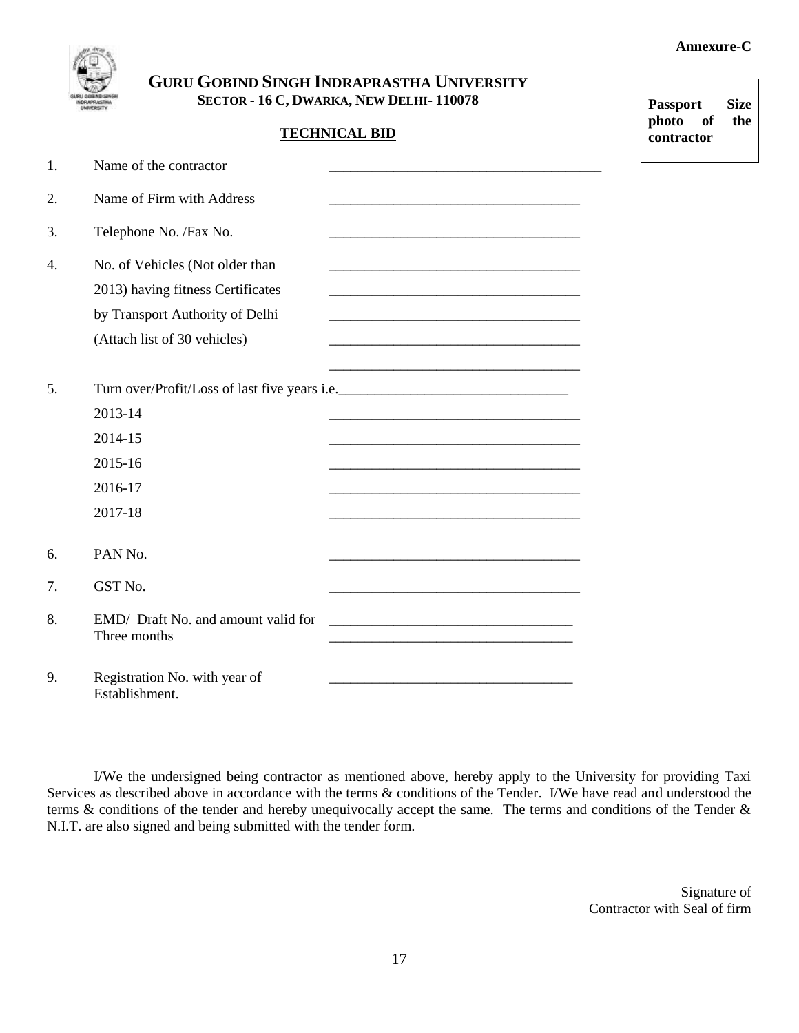**Annexure-C**

**GURU GOBIND SINGH INDRAPRASTHA UNIVERSITY**
**SECTOR - 16 C, DWARKA, NEW DELHI- 110078**

**Passport Size photo of the contractor**

## TECHNICAL BID

1. Name of the contractor ______________________________________
2. Name of Firm with Address ___________________________________
3. Telephone No. /Fax No. ___________________________________
4. No. of Vehicles (Not older than 2013) having fitness Certificates by Transport Authority of Delhi (Attach list of 30 vehicles) ___________________________________
   ___________________________________
   ___________________________________
   ___________________________________
   ___________________________________
5. Turn over/Profit/Loss of last five years i.e.________________________________
   2013-14 ___________________________________
   2014-15 ___________________________________
   2015-16 ___________________________________
   2016-17 ___________________________________
   2017-18 ___________________________________
6. PAN No. ___________________________________
7. GST No. ___________________________________
8. EMD/ Draft No. and amount valid for Three months _________________________________
   _________________________________
9. Registration No. with year of Establishment. _________________________________

I/We the undersigned being contractor as mentioned above, hereby apply to the University for providing Taxi Services as described above in accordance with the terms & conditions of the Tender. I/We have read and understood the terms & conditions of the tender and hereby unequivocally accept the same. The terms and conditions of the Tender & N.I.T. are also signed and being submitted with the tender form.

Signature of
Contractor with Seal of firm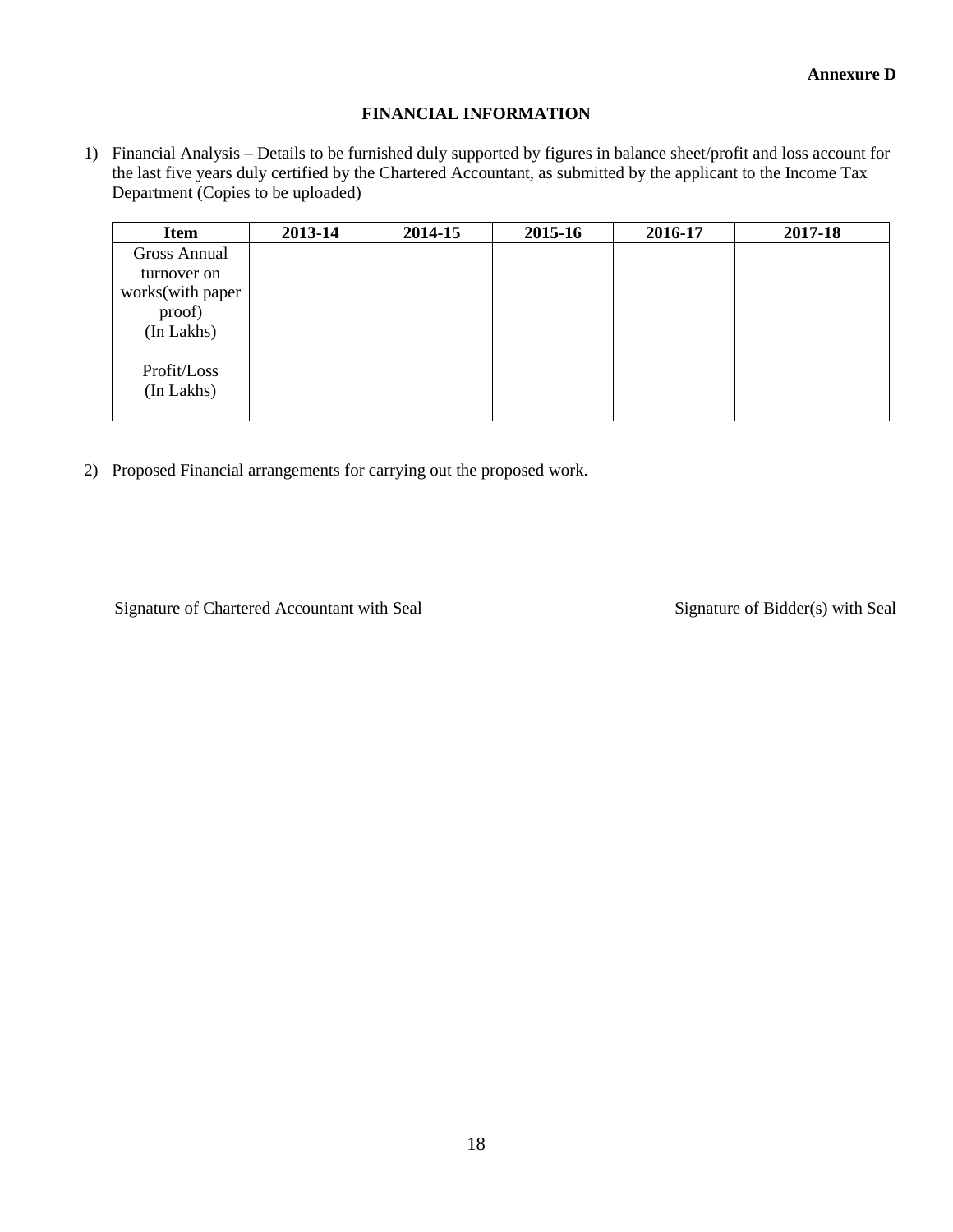**Annexure D**

## FINANCIAL INFORMATION

1) Financial Analysis – Details to be furnished duly supported by figures in balance sheet/profit and loss account for the last five years duly certified by the Chartered Accountant, as submitted by the applicant to the Income Tax Department (Copies to be uploaded)

| Item | 2013-14 | 2014-15 | 2015-16 | 2016-17 | 2017-18 |
| --- | --- | --- | --- | --- | --- |
| Gross Annual turnover on works(with paper proof) (In Lakhs) | | | | | |
| Profit/Loss (In Lakhs) | | | | | |

2) Proposed Financial arrangements for carrying out the proposed work.

Signature of Chartered Accountant with Seal

Signature of Bidder(s) with Seal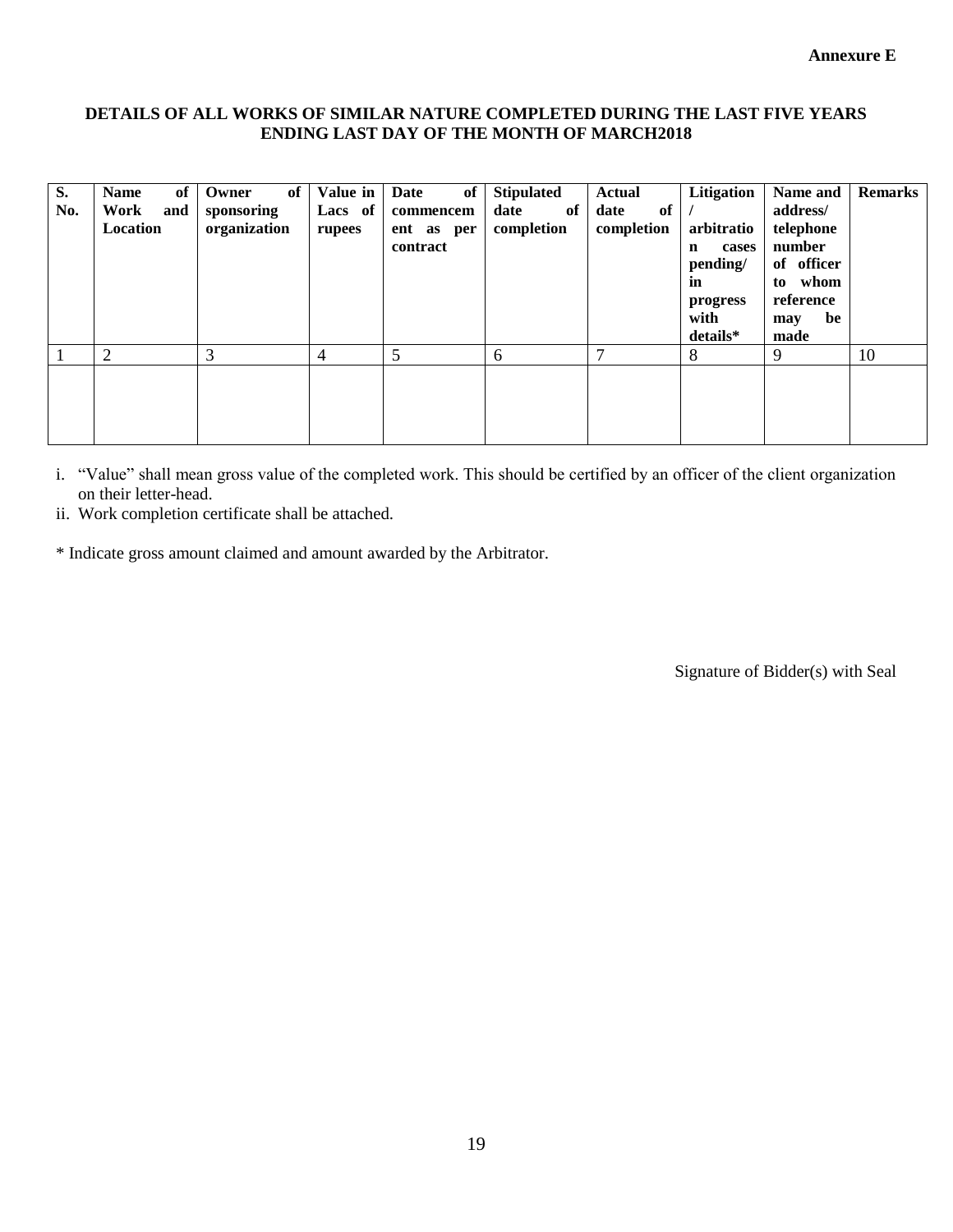**Annexure E**

**DETAILS OF ALL WORKS OF SIMILAR NATURE COMPLETED DURING THE LAST FIVE YEARS ENDING LAST DAY OF THE MONTH OF MARCH2018**

| S. No. | Name of Work and Location | Owner of sponsoring organization | Value in Lacs of rupees | Date of commencement as per contract | Stipulated date of completion | Actual date of completion | Litigation / arbitration cases pending/ in progress with details* | Name and address/ telephone number of officer to whom reference may be made | Remarks |
|---|---|---|---|---|---|---|---|---|---|
| 1 | 2 | 3 | 4 | 5 | 6 | 7 | 8 | 9 | 10 |
| | | | | | | | | | |

i. "Value" shall mean gross value of the completed work. This should be certified by an officer of the client organization on their letter-head.

ii. Work completion certificate shall be attached.

* Indicate gross amount claimed and amount awarded by the Arbitrator.

Signature of Bidder(s) with Seal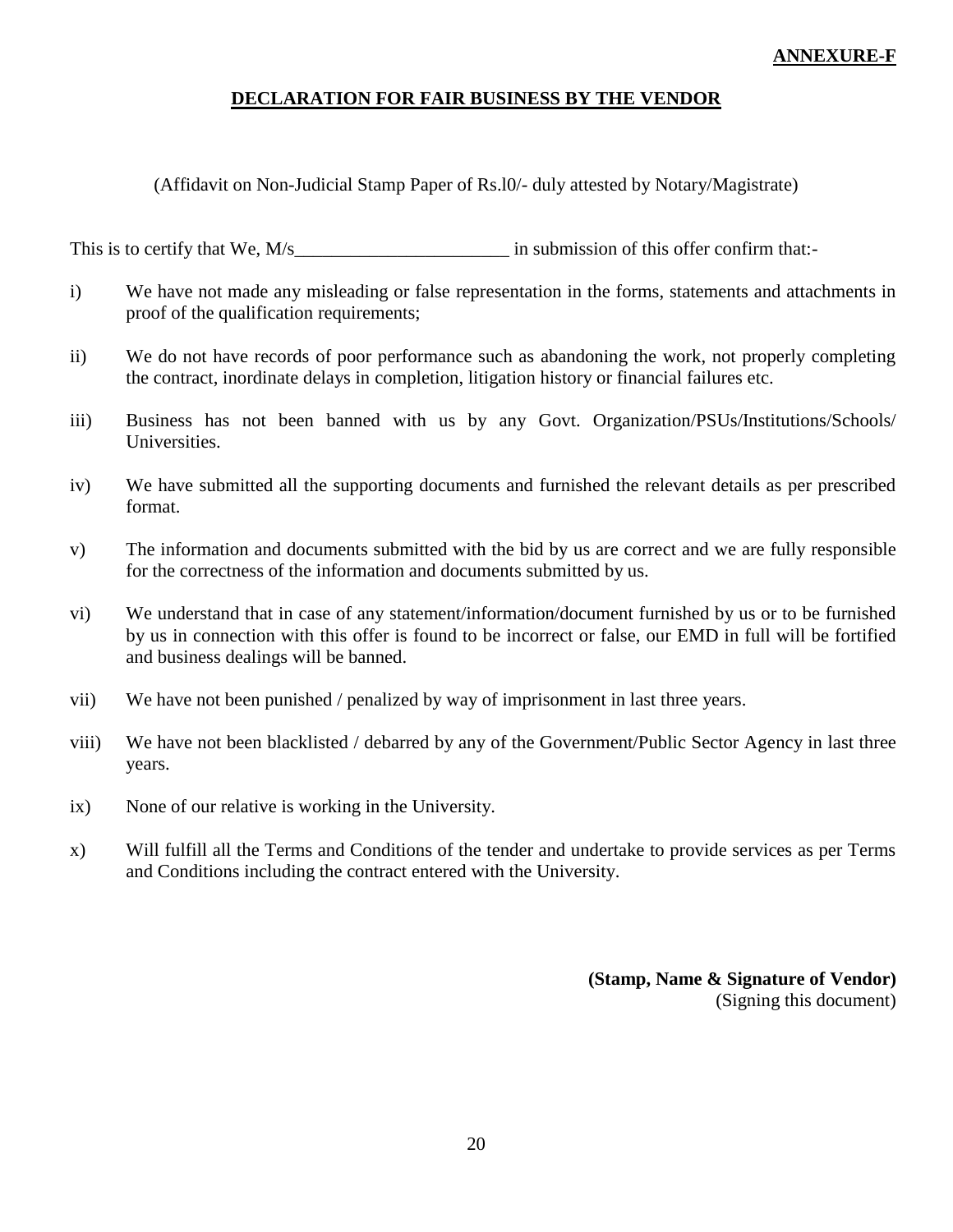**ANNEXURE-F**

## DECLARATION FOR FAIR BUSINESS BY THE VENDOR

(Affidavit on Non-Judicial Stamp Paper of Rs.l0/- duly attested by Notary/Magistrate)

This is to certify that We, M/s_______________________ in submission of this offer confirm that:-

i) We have not made any misleading or false representation in the forms, statements and attachments in proof of the qualification requirements;

ii) We do not have records of poor performance such as abandoning the work, not properly completing the contract, inordinate delays in completion, litigation history or financial failures etc.

iii) Business has not been banned with us by any Govt. Organization/PSUs/Institutions/Schools/ Universities.

iv) We have submitted all the supporting documents and furnished the relevant details as per prescribed format.

v) The information and documents submitted with the bid by us are correct and we are fully responsible for the correctness of the information and documents submitted by us.

vi) We understand that in case of any statement/information/document furnished by us or to be furnished by us in connection with this offer is found to be incorrect or false, our EMD in full will be fortified and business dealings will be banned.

vii) We have not been punished / penalized by way of imprisonment in last three years.

viii) We have not been blacklisted / debarred by any of the Government/Public Sector Agency in last three years.

ix) None of our relative is working in the University.

x) Will fulfill all the Terms and Conditions of the tender and undertake to provide services as per Terms and Conditions including the contract entered with the University.

**(Stamp, Name & Signature of Vendor)**
(Signing this document)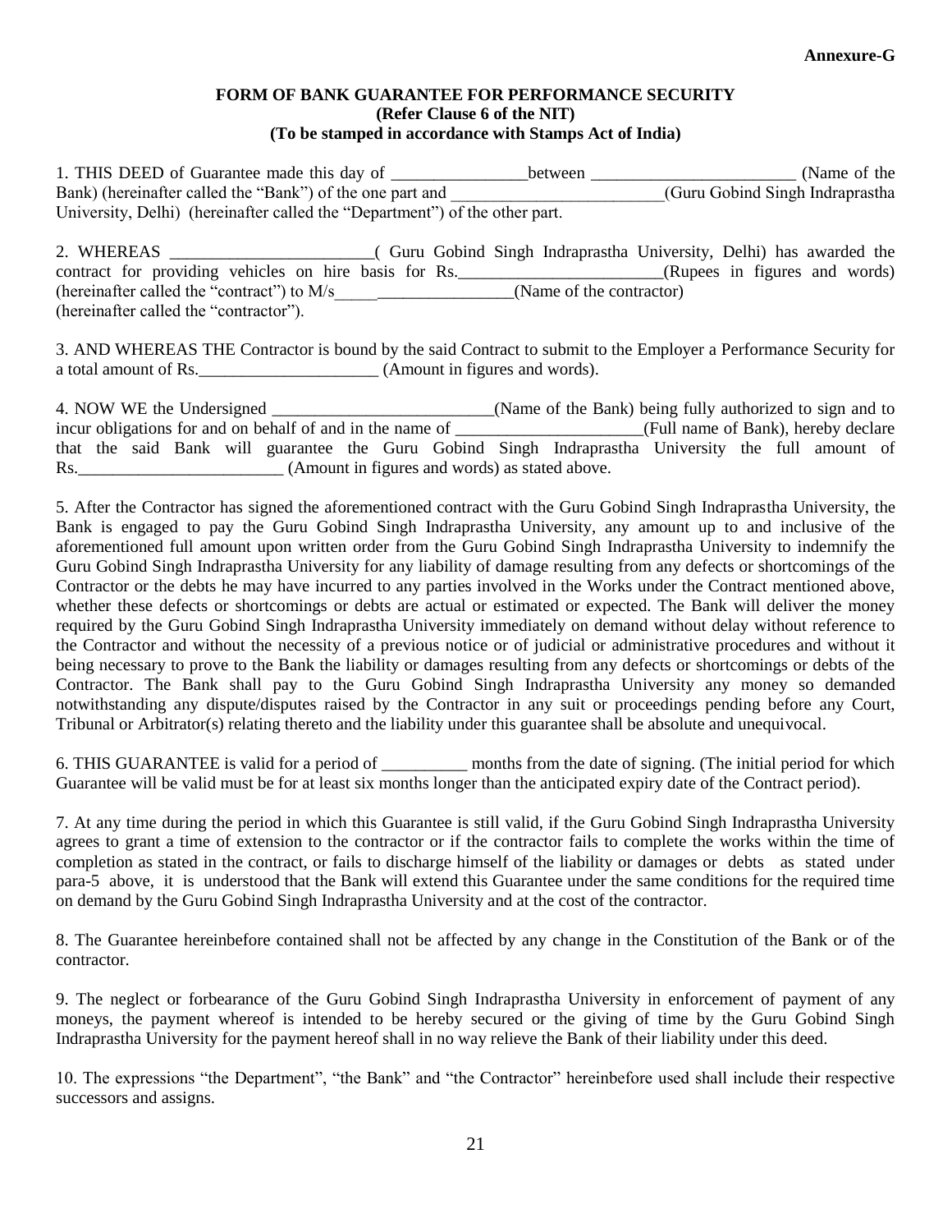**Annexure-G**

**FORM OF BANK GUARANTEE FOR PERFORMANCE SECURITY**
**(Refer Clause 6 of the NIT)**
**(To be stamped in accordance with Stamps Act of India)**

1. THIS DEED of Guarantee made this day of ________________between ________________________ (Name of the Bank) (hereinafter called the "Bank") of the one part and _________________________(Guru Gobind Singh Indraprastha University, Delhi) (hereinafter called the "Department") of the other part.

2. WHEREAS ________________________( Guru Gobind Singh Indraprastha University, Delhi) has awarded the contract for providing vehicles on hire basis for Rs.________________________(Rupees in figures and words) (hereinafter called the "contract") to M/s_____________________(Name of the contractor) (hereinafter called the "contractor").

3. AND WHEREAS THE Contractor is bound by the said Contract to submit to the Employer a Performance Security for a total amount of Rs._____________________ (Amount in figures and words).

4. NOW WE the Undersigned __________________________(Name of the Bank) being fully authorized to sign and to incur obligations for and on behalf of and in the name of ______________________(Full name of Bank), hereby declare that the said Bank will guarantee the Guru Gobind Singh Indraprastha University the full amount of Rs.________________________ (Amount in figures and words) as stated above.

5. After the Contractor has signed the aforementioned contract with the Guru Gobind Singh Indraprastha University, the Bank is engaged to pay the Guru Gobind Singh Indraprastha University, any amount up to and inclusive of the aforementioned full amount upon written order from the Guru Gobind Singh Indraprastha University to indemnify the Guru Gobind Singh Indraprastha University for any liability of damage resulting from any defects or shortcomings of the Contractor or the debts he may have incurred to any parties involved in the Works under the Contract mentioned above, whether these defects or shortcomings or debts are actual or estimated or expected. The Bank will deliver the money required by the Guru Gobind Singh Indraprastha University immediately on demand without delay without reference to the Contractor and without the necessity of a previous notice or of judicial or administrative procedures and without it being necessary to prove to the Bank the liability or damages resulting from any defects or shortcomings or debts of the Contractor. The Bank shall pay to the Guru Gobind Singh Indraprastha University any money so demanded notwithstanding any dispute/disputes raised by the Contractor in any suit or proceedings pending before any Court, Tribunal or Arbitrator(s) relating thereto and the liability under this guarantee shall be absolute and unequivocal.

6. THIS GUARANTEE is valid for a period of __________ months from the date of signing. (The initial period for which Guarantee will be valid must be for at least six months longer than the anticipated expiry date of the Contract period).

7. At any time during the period in which this Guarantee is still valid, if the Guru Gobind Singh Indraprastha University agrees to grant a time of extension to the contractor or if the contractor fails to complete the works within the time of completion as stated in the contract, or fails to discharge himself of the liability or damages or debts as stated under para-5 above, it is understood that the Bank will extend this Guarantee under the same conditions for the required time on demand by the Guru Gobind Singh Indraprastha University and at the cost of the contractor.

8. The Guarantee hereinbefore contained shall not be affected by any change in the Constitution of the Bank or of the contractor.

9. The neglect or forbearance of the Guru Gobind Singh Indraprastha University in enforcement of payment of any moneys, the payment whereof is intended to be hereby secured or the giving of time by the Guru Gobind Singh Indraprastha University for the payment hereof shall in no way relieve the Bank of their liability under this deed.

10. The expressions "the Department", "the Bank" and "the Contractor" hereinbefore used shall include their respective successors and assigns.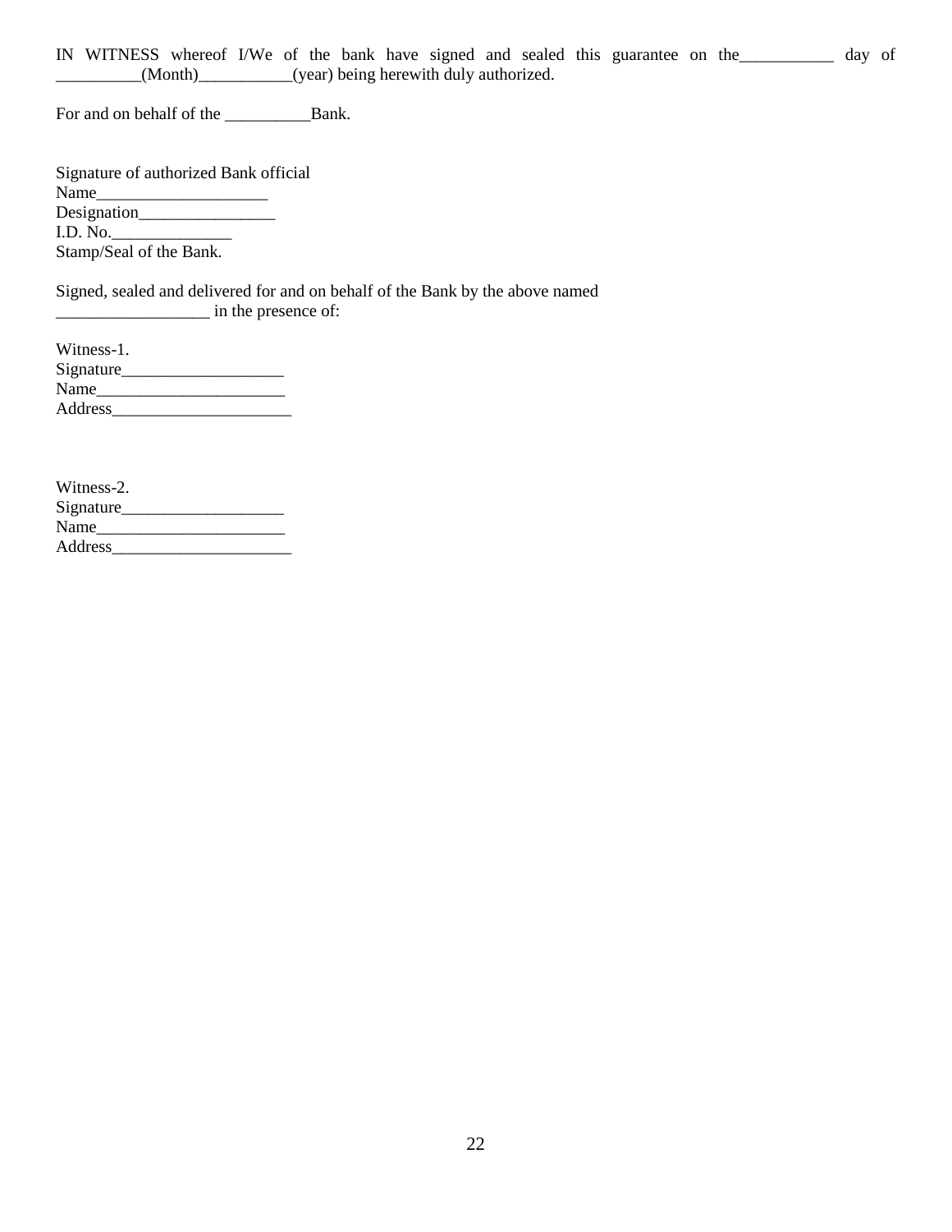IN WITNESS whereof I/We of the bank have signed and sealed this guarantee on the___________ day of __________(Month)___________(year) being herewith duly authorized.

For and on behalf of the __________Bank.

Signature of authorized Bank official  
Name____________________  
Designation________________  
I.D. No.______________  
Stamp/Seal of the Bank.

Signed, sealed and delivered for and on behalf of the Bank by the above named __________________ in the presence of:

Witness-1.  
Signature___________________  
Name______________________  
Address_____________________

Witness-2.  
Signature___________________  
Name______________________  
Address_____________________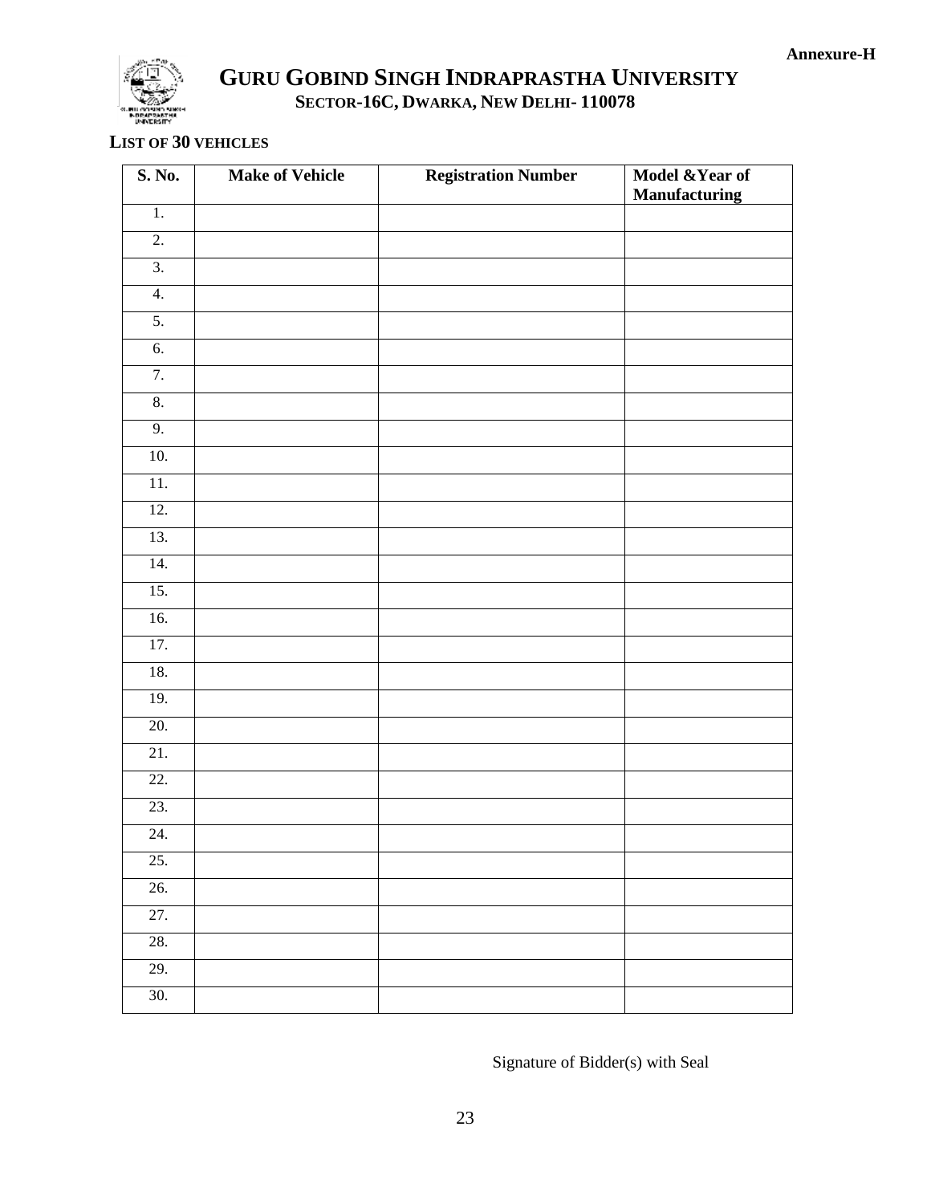Annexure-H

# GURU GOBIND SINGH INDRAPRASTHA UNIVERSITY

## SECTOR-16C, DWARKA, NEW DELHI- 110078

**LIST OF 30 VEHICLES**

| S. No. | Make of Vehicle | Registration Number | Model &Year of Manufacturing |
|---|---|---|---|
| 1. | | | |
| 2. | | | |
| 3. | | | |
| 4. | | | |
| 5. | | | |
| 6. | | | |
| 7. | | | |
| 8. | | | |
| 9. | | | |
| 10. | | | |
| 11. | | | |
| 12. | | | |
| 13. | | | |
| 14. | | | |
| 15. | | | |
| 16. | | | |
| 17. | | | |
| 18. | | | |
| 19. | | | |
| 20. | | | |
| 21. | | | |
| 22. | | | |
| 23. | | | |
| 24. | | | |
| 25. | | | |
| 26. | | | |
| 27. | | | |
| 28. | | | |
| 29. | | | |
| 30. | | | |

Signature of Bidder(s) with Seal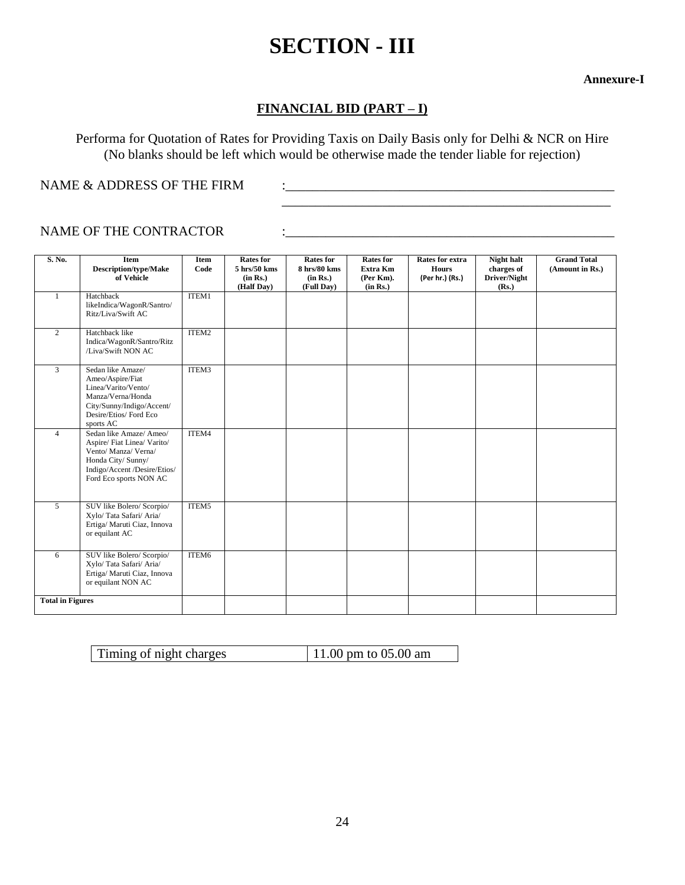# SECTION - III

**Annexure-I**

## FINANCIAL BID (PART – I)

Performa for Quotation of Rates for Providing Taxis on Daily Basis only for Delhi & NCR on Hire
(No blanks should be left which would be otherwise made the tender liable for rejection)

NAME & ADDRESS OF THE FIRM :________________________________________________
________________________________________________

NAME OF THE CONTRACTOR :________________________________________________

| S. No. | Item Description/type/Make of Vehicle | Item Code | Rates for 5 hrs/50 kms (in Rs.) (Half Day) | Rates for 8 hrs/80 kms (in Rs.) (Full Day) | Rates for Extra Km (Per Km). (in Rs.) | Rates for extra Hours (Per hr.) (Rs.) | Night halt charges of Driver/Night (Rs.) | Grand Total (Amount in Rs.) |
|---|---|---|---|---|---|---|---|---|
| 1 | Hatchback likeIndica/WagonR/Santro/ Ritz/Liva/Swift AC | ITEM1 | | | | | | |
| 2 | Hatchback like Indica/WagonR/Santro/Ritz /Liva/Swift NON AC | ITEM2 | | | | | | |
| 3 | Sedan like Amaze/ Ameo/Aspire/Fiat Linea/Varito/Vento/ Manza/Verna/Honda City/Sunny/Indigo/Accent/ Desire/Etios/ Ford Eco sports AC | ITEM3 | | | | | | |
| 4 | Sedan like Amaze/ Ameo/ Aspire/ Fiat Linea/ Varito/ Vento/ Manza/ Verna/ Honda City/ Sunny/ Indigo/Accent /Desire/Etios/ Ford Eco sports NON AC | ITEM4 | | | | | | |
| 5 | SUV like Bolero/ Scorpio/ Xylo/ Tata Safari/ Aria/ Ertiga/ Maruti Ciaz, Innova or equilant AC | ITEM5 | | | | | | |
| 6 | SUV like Bolero/ Scorpio/ Xylo/ Tata Safari/ Aria/ Ertiga/ Maruti Ciaz, Innova or equilant NON AC | ITEM6 | | | | | | |
| **Total in Figures** | | | | | | | | |

| Timing of night charges | 11.00 pm to 05.00 am |
|---|---|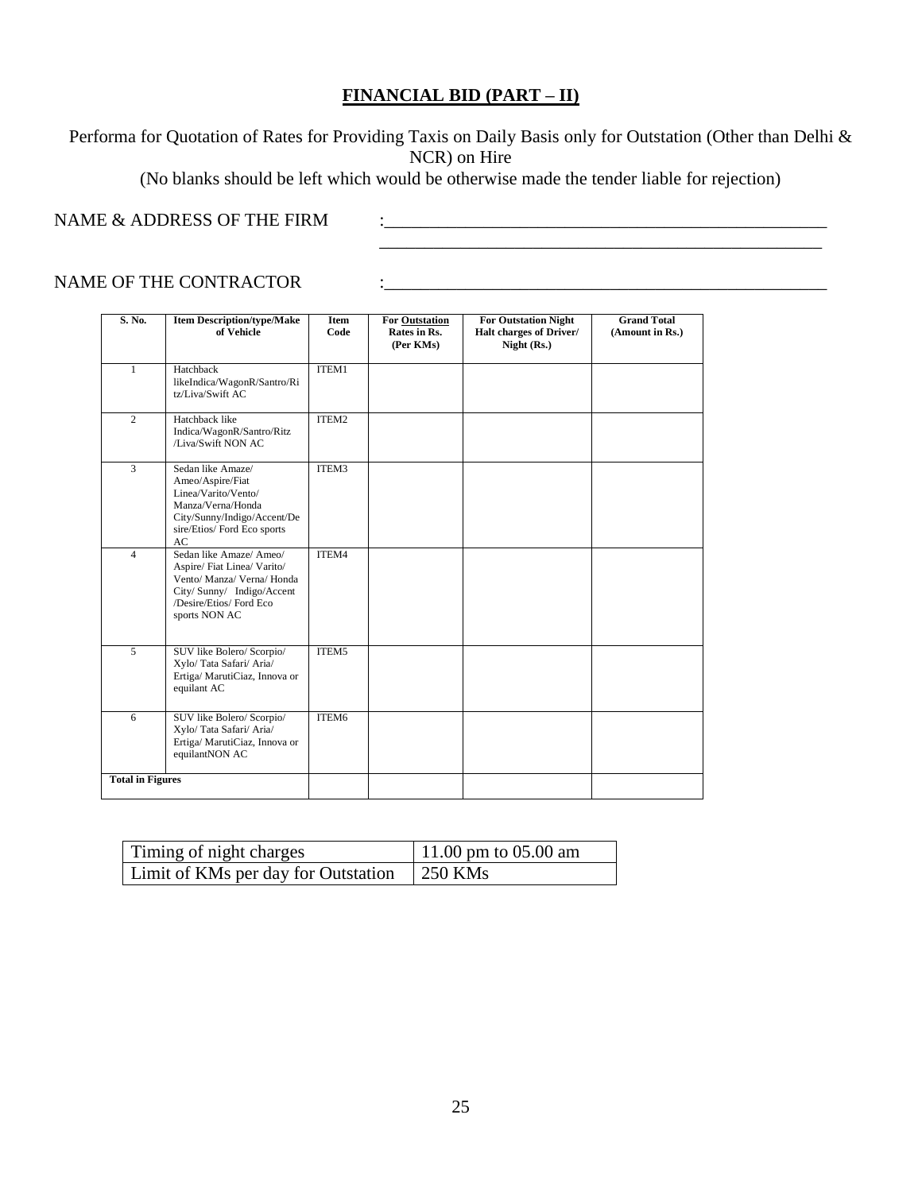## **FINANCIAL BID (PART – II)**

Performa for Quotation of Rates for Providing Taxis on Daily Basis only for Outstation (Other than Delhi & NCR) on Hire

(No blanks should be left which would be otherwise made the tender liable for rejection)

NAME & ADDRESS OF THE FIRM :______________________________________________________

______________________________________________________

NAME OF THE CONTRACTOR :______________________________________________________

| S. No. | Item Description/type/Make of Vehicle | Item Code | For Outstation Rates in Rs. (Per KMs) | For Outstation Night Halt charges of Driver/ Night (Rs.) | Grand Total (Amount in Rs.) |
|---|---|---|---|---|---|
| 1 | Hatchback likeIndica/WagonR/Santro/Ritz/Liva/Swift AC | ITEM1 | | | |
| 2 | Hatchback like Indica/WagonR/Santro/Ritz /Liva/Swift NON AC | ITEM2 | | | |
| 3 | Sedan like Amaze/ Ameo/Aspire/Fiat Linea/Varito/Vento/ Manza/Verna/Honda City/Sunny/Indigo/Accent/Desire/Etios/ Ford Eco sports AC | ITEM3 | | | |
| 4 | Sedan like Amaze/ Ameo/ Aspire/ Fiat Linea/ Varito/ Vento/ Manza/ Verna/ Honda City/ Sunny/ Indigo/Accent /Desire/Etios/ Ford Eco sports NON AC | ITEM4 | | | |
| 5 | SUV like Bolero/ Scorpio/ Xylo/ Tata Safari/ Aria/ Ertiga/ MarutiCiaz, Innova or equilant AC | ITEM5 | | | |
| 6 | SUV like Bolero/ Scorpio/ Xylo/ Tata Safari/ Aria/ Ertiga/ MarutiCiaz, Innova or equilantNON AC | ITEM6 | | | |
| **Total in Figures** | | | | | |

| | |
|---|---|
| Timing of night charges | 11.00 pm to 05.00 am |
| Limit of KMs per day for Outstation | 250 KMs |